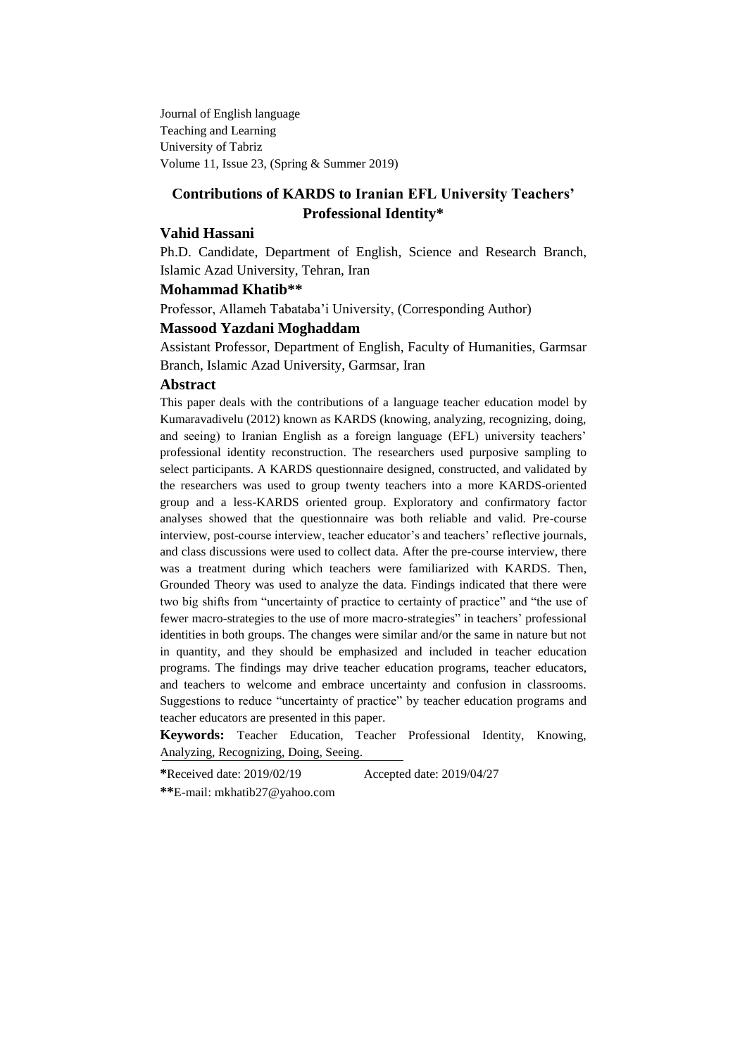Journal of English language
Teaching and Learning
University of Tabriz
Volume 11, Issue 23, (Spring & Summer 2019)

# Contributions of KARDS to Iranian EFL University Teachers' Professional Identity*

**Vahid Hassani**

Ph.D. Candidate, Department of English, Science and Research Branch, Islamic Azad University, Tehran, Iran

**Mohammad Khatib****

Professor, Allameh Tabataba'i University, (Corresponding Author)

**Massood Yazdani Moghaddam**

Assistant Professor, Department of English, Faculty of Humanities, Garmsar Branch, Islamic Azad University, Garmsar, Iran

## Abstract

This paper deals with the contributions of a language teacher education model by Kumaravadivelu (2012) known as KARDS (knowing, analyzing, recognizing, doing, and seeing) to Iranian English as a foreign language (EFL) university teachers' professional identity reconstruction. The researchers used purposive sampling to select participants. A KARDS questionnaire designed, constructed, and validated by the researchers was used to group twenty teachers into a more KARDS-oriented group and a less-KARDS oriented group. Exploratory and confirmatory factor analyses showed that the questionnaire was both reliable and valid. Pre-course interview, post-course interview, teacher educator's and teachers' reflective journals, and class discussions were used to collect data. After the pre-course interview, there was a treatment during which teachers were familiarized with KARDS. Then, Grounded Theory was used to analyze the data. Findings indicated that there were two big shifts from "uncertainty of practice to certainty of practice" and "the use of fewer macro-strategies to the use of more macro-strategies" in teachers' professional identities in both groups. The changes were similar and/or the same in nature but not in quantity, and they should be emphasized and included in teacher education programs. The findings may drive teacher education programs, teacher educators, and teachers to welcome and embrace uncertainty and confusion in classrooms. Suggestions to reduce "uncertainty of practice" by teacher education programs and teacher educators are presented in this paper.

**Keywords:** Teacher Education, Teacher Professional Identity, Knowing, Analyzing, Recognizing, Doing, Seeing.

---

***Received date:** 2019/02/19 Accepted date: 2019/04/27

****E-mail:** mkhatib27@yahoo.com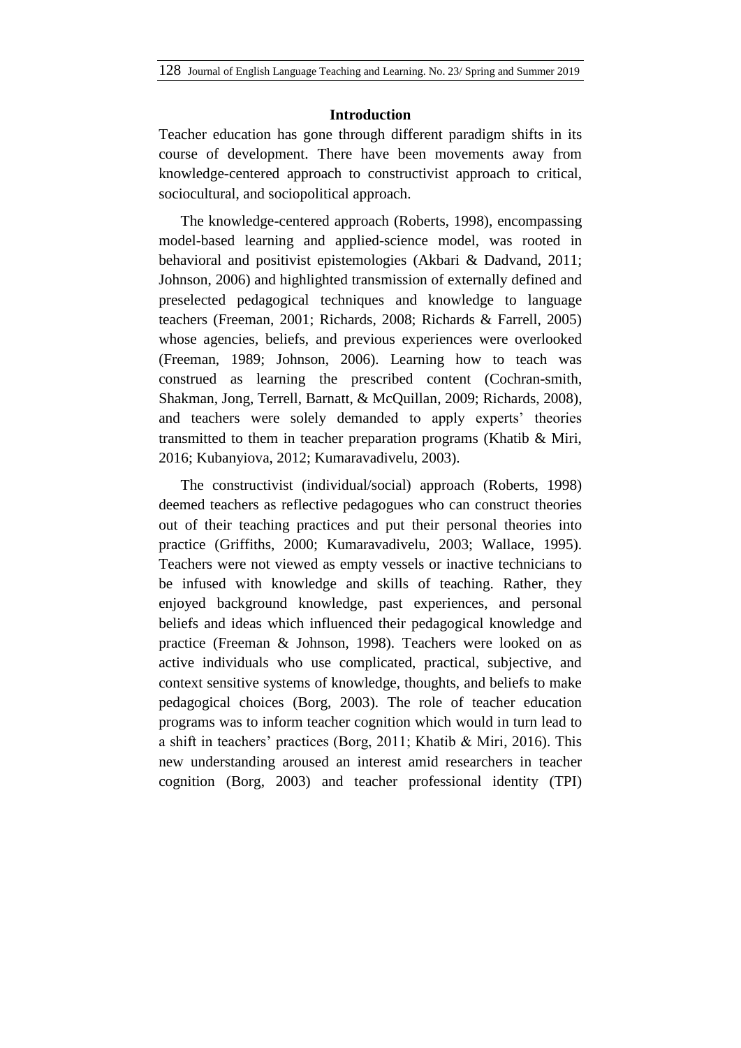## Introduction

Teacher education has gone through different paradigm shifts in its course of development. There have been movements away from knowledge-centered approach to constructivist approach to critical, sociocultural, and sociopolitical approach.

The knowledge-centered approach (Roberts, 1998), encompassing model-based learning and applied-science model, was rooted in behavioral and positivist epistemologies (Akbari & Dadvand, 2011; Johnson, 2006) and highlighted transmission of externally defined and preselected pedagogical techniques and knowledge to language teachers (Freeman, 2001; Richards, 2008; Richards & Farrell, 2005) whose agencies, beliefs, and previous experiences were overlooked (Freeman, 1989; Johnson, 2006). Learning how to teach was construed as learning the prescribed content (Cochran-smith, Shakman, Jong, Terrell, Barnatt, & McQuillan, 2009; Richards, 2008), and teachers were solely demanded to apply experts' theories transmitted to them in teacher preparation programs (Khatib & Miri, 2016; Kubanyiova, 2012; Kumaravadivelu, 2003).

The constructivist (individual/social) approach (Roberts, 1998) deemed teachers as reflective pedagogues who can construct theories out of their teaching practices and put their personal theories into practice (Griffiths, 2000; Kumaravadivelu, 2003; Wallace, 1995). Teachers were not viewed as empty vessels or inactive technicians to be infused with knowledge and skills of teaching. Rather, they enjoyed background knowledge, past experiences, and personal beliefs and ideas which influenced their pedagogical knowledge and practice (Freeman & Johnson, 1998). Teachers were looked on as active individuals who use complicated, practical, subjective, and context sensitive systems of knowledge, thoughts, and beliefs to make pedagogical choices (Borg, 2003). The role of teacher education programs was to inform teacher cognition which would in turn lead to a shift in teachers' practices (Borg, 2011; Khatib & Miri, 2016). This new understanding aroused an interest amid researchers in teacher cognition (Borg, 2003) and teacher professional identity (TPI)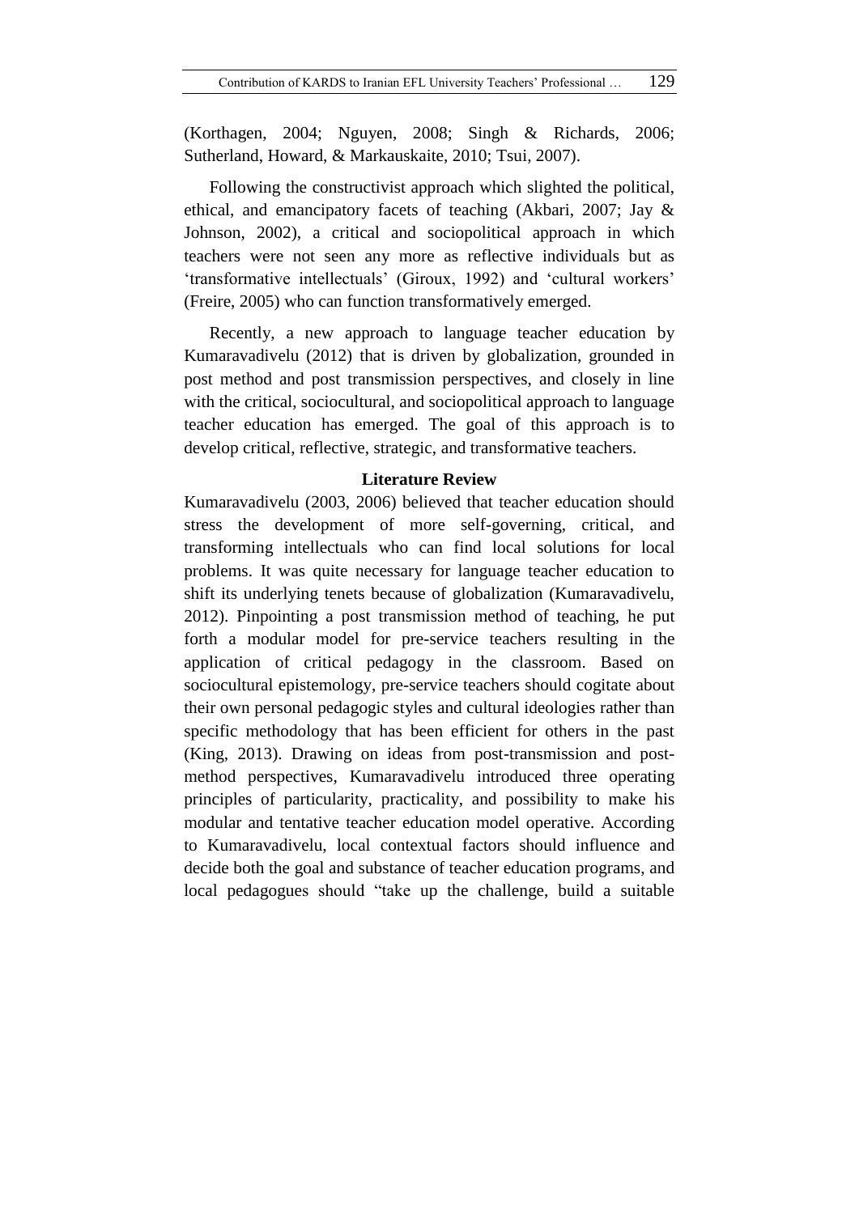(Korthagen, 2004; Nguyen, 2008; Singh & Richards, 2006; Sutherland, Howard, & Markauskaite, 2010; Tsui, 2007).

Following the constructivist approach which slighted the political, ethical, and emancipatory facets of teaching (Akbari, 2007; Jay & Johnson, 2002), a critical and sociopolitical approach in which teachers were not seen any more as reflective individuals but as 'transformative intellectuals' (Giroux, 1992) and 'cultural workers' (Freire, 2005) who can function transformatively emerged.

Recently, a new approach to language teacher education by Kumaravadivelu (2012) that is driven by globalization, grounded in post method and post transmission perspectives, and closely in line with the critical, sociocultural, and sociopolitical approach to language teacher education has emerged. The goal of this approach is to develop critical, reflective, strategic, and transformative teachers.

## Literature Review

Kumaravadivelu (2003, 2006) believed that teacher education should stress the development of more self-governing, critical, and transforming intellectuals who can find local solutions for local problems. It was quite necessary for language teacher education to shift its underlying tenets because of globalization (Kumaravadivelu, 2012). Pinpointing a post transmission method of teaching, he put forth a modular model for pre-service teachers resulting in the application of critical pedagogy in the classroom. Based on sociocultural epistemology, pre-service teachers should cogitate about their own personal pedagogic styles and cultural ideologies rather than specific methodology that has been efficient for others in the past (King, 2013). Drawing on ideas from post-transmission and post-method perspectives, Kumaravadivelu introduced three operating principles of particularity, practicality, and possibility to make his modular and tentative teacher education model operative. According to Kumaravadivelu, local contextual factors should influence and decide both the goal and substance of teacher education programs, and local pedagogues should "take up the challenge, build a suitable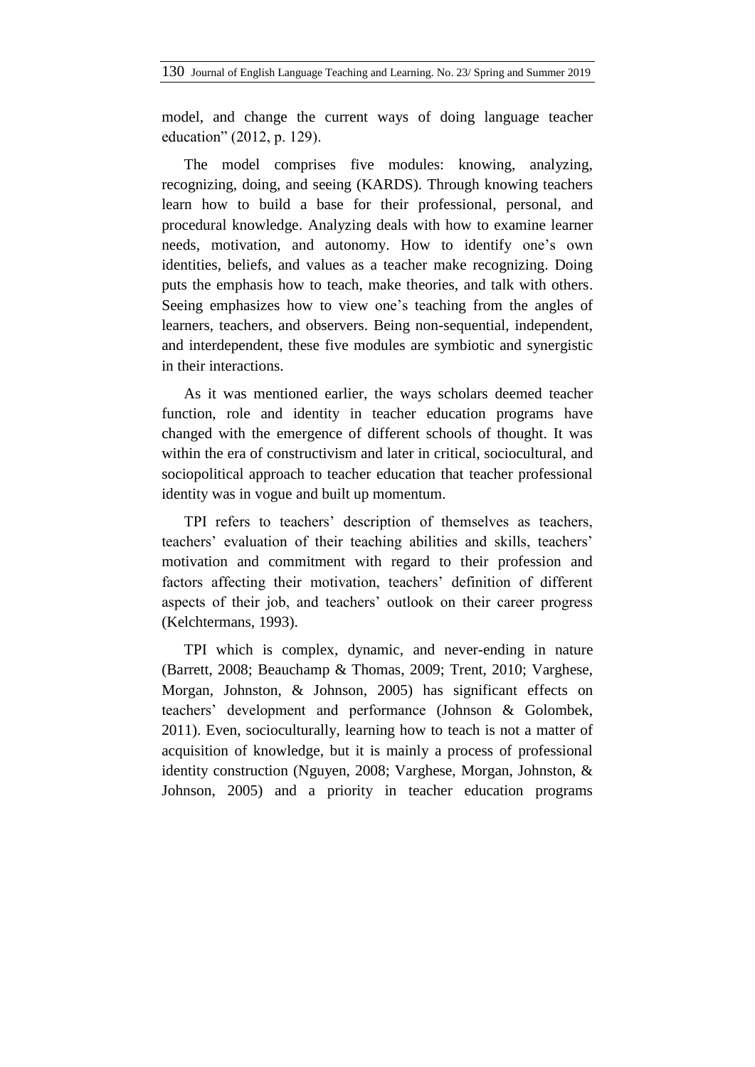model, and change the current ways of doing language teacher education" (2012, p. 129).

The model comprises five modules: knowing, analyzing, recognizing, doing, and seeing (KARDS). Through knowing teachers learn how to build a base for their professional, personal, and procedural knowledge. Analyzing deals with how to examine learner needs, motivation, and autonomy. How to identify one's own identities, beliefs, and values as a teacher make recognizing. Doing puts the emphasis how to teach, make theories, and talk with others. Seeing emphasizes how to view one's teaching from the angles of learners, teachers, and observers. Being non-sequential, independent, and interdependent, these five modules are symbiotic and synergistic in their interactions.

As it was mentioned earlier, the ways scholars deemed teacher function, role and identity in teacher education programs have changed with the emergence of different schools of thought. It was within the era of constructivism and later in critical, sociocultural, and sociopolitical approach to teacher education that teacher professional identity was in vogue and built up momentum.

TPI refers to teachers' description of themselves as teachers, teachers' evaluation of their teaching abilities and skills, teachers' motivation and commitment with regard to their profession and factors affecting their motivation, teachers' definition of different aspects of their job, and teachers' outlook on their career progress (Kelchtermans, 1993).

TPI which is complex, dynamic, and never-ending in nature (Barrett, 2008; Beauchamp & Thomas, 2009; Trent, 2010; Varghese, Morgan, Johnston, & Johnson, 2005) has significant effects on teachers' development and performance (Johnson & Golombek, 2011). Even, socioculturally, learning how to teach is not a matter of acquisition of knowledge, but it is mainly a process of professional identity construction (Nguyen, 2008; Varghese, Morgan, Johnston, & Johnson, 2005) and a priority in teacher education programs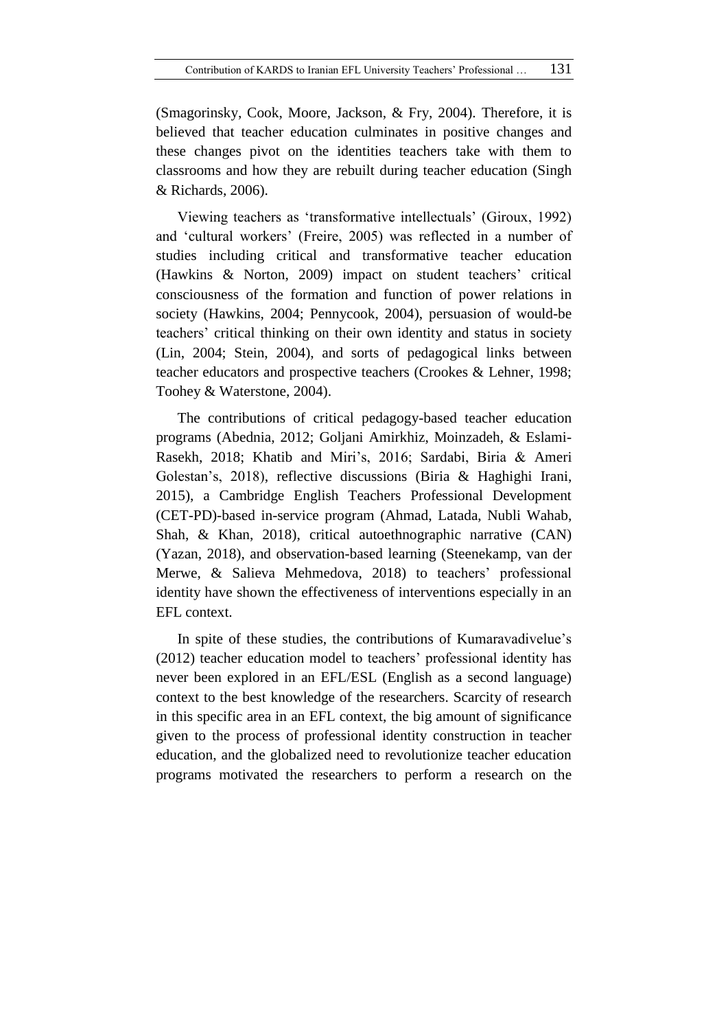(Smagorinsky, Cook, Moore, Jackson, & Fry, 2004). Therefore, it is believed that teacher education culminates in positive changes and these changes pivot on the identities teachers take with them to classrooms and how they are rebuilt during teacher education (Singh & Richards, 2006).

Viewing teachers as 'transformative intellectuals' (Giroux, 1992) and 'cultural workers' (Freire, 2005) was reflected in a number of studies including critical and transformative teacher education (Hawkins & Norton, 2009) impact on student teachers' critical consciousness of the formation and function of power relations in society (Hawkins, 2004; Pennycook, 2004), persuasion of would-be teachers' critical thinking on their own identity and status in society (Lin, 2004; Stein, 2004), and sorts of pedagogical links between teacher educators and prospective teachers (Crookes & Lehner, 1998; Toohey & Waterstone, 2004).

The contributions of critical pedagogy-based teacher education programs (Abednia, 2012; Goljani Amirkhiz, Moinzadeh, & Eslami-Rasekh, 2018; Khatib and Miri's, 2016; Sardabi, Biria & Ameri Golestan's, 2018), reflective discussions (Biria & Haghighi Irani, 2015), a Cambridge English Teachers Professional Development (CET-PD)-based in-service program (Ahmad, Latada, Nubli Wahab, Shah, & Khan, 2018), critical autoethnographic narrative (CAN) (Yazan, 2018), and observation-based learning (Steenekamp, van der Merwe, & Salieva Mehmedova, 2018) to teachers' professional identity have shown the effectiveness of interventions especially in an EFL context.

In spite of these studies, the contributions of Kumaravadivelue's (2012) teacher education model to teachers' professional identity has never been explored in an EFL/ESL (English as a second language) context to the best knowledge of the researchers. Scarcity of research in this specific area in an EFL context, the big amount of significance given to the process of professional identity construction in teacher education, and the globalized need to revolutionize teacher education programs motivated the researchers to perform a research on the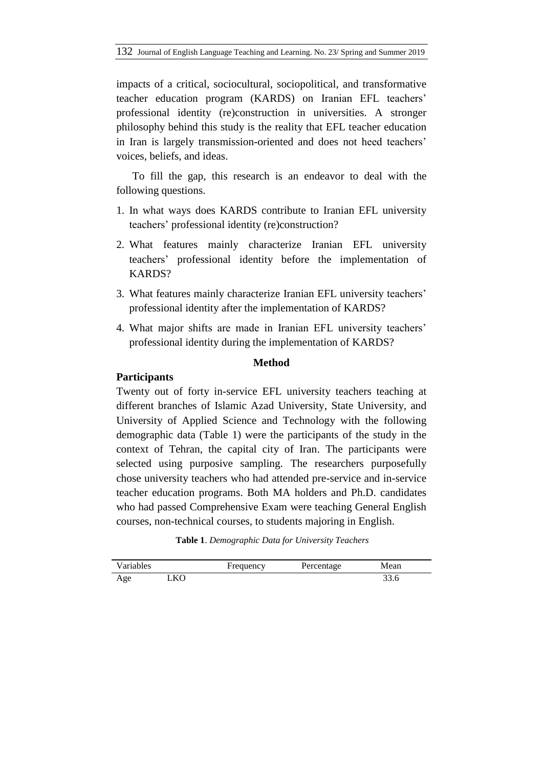impacts of a critical, sociocultural, sociopolitical, and transformative teacher education program (KARDS) on Iranian EFL teachers' professional identity (re)construction in universities. A stronger philosophy behind this study is the reality that EFL teacher education in Iran is largely transmission-oriented and does not heed teachers' voices, beliefs, and ideas.

To fill the gap, this research is an endeavor to deal with the following questions.

1. In what ways does KARDS contribute to Iranian EFL university teachers' professional identity (re)construction?
2. What features mainly characterize Iranian EFL university teachers' professional identity before the implementation of KARDS?
3. What features mainly characterize Iranian EFL university teachers' professional identity after the implementation of KARDS?
4. What major shifts are made in Iranian EFL university teachers' professional identity during the implementation of KARDS?

## Method

### Participants

Twenty out of forty in-service EFL university teachers teaching at different branches of Islamic Azad University, State University, and University of Applied Science and Technology with the following demographic data (Table 1) were the participants of the study in the context of Tehran, the capital city of Iran. The participants were selected using purposive sampling. The researchers purposefully chose university teachers who had attended pre-service and in-service teacher education programs. Both MA holders and Ph.D. candidates who had passed Comprehensive Exam were teaching General English courses, non-technical courses, to students majoring in English.

**Table 1**. *Demographic Data for University Teachers*

| Variables | | Frequency | Percentage | Mean |
|---|---|---|---|---|
| Age | LKO | | | 33.6 |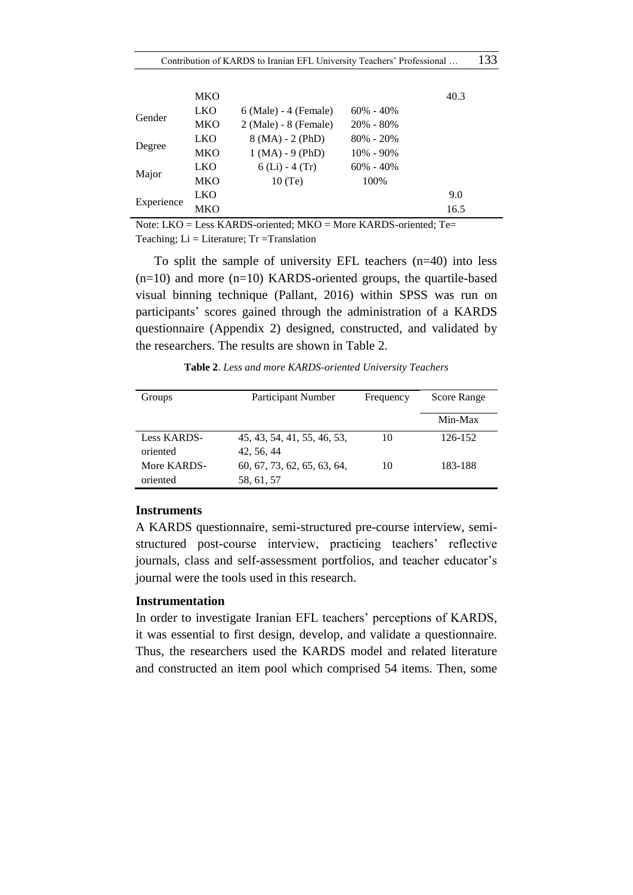| | | | | |
|---|---|---|---|---|
| | MKO | | | 40.3 |
| Gender | LKO | 6 (Male) - 4 (Female) | 60% - 40% | |
| | MKO | 2 (Male) - 8 (Female) | 20% - 80% | |
| Degree | LKO | 8 (MA) - 2 (PhD) | 80% - 20% | |
| | MKO | 1 (MA) - 9 (PhD) | 10% - 90% | |
| Major | LKO | 6 (Li) - 4 (Tr) | 60% - 40% | |
| | MKO | 10 (Te) | 100% | |
| Experience | LKO | | | 9.0 |
| | MKO | | | 16.5 |

Note: LKO = Less KARDS-oriented; MKO = More KARDS-oriented; Te= Teaching; Li = Literature; Tr =Translation

To split the sample of university EFL teachers (n=40) into less (n=10) and more (n=10) KARDS-oriented groups, the quartile-based visual binning technique (Pallant, 2016) within SPSS was run on participants' scores gained through the administration of a KARDS questionnaire (Appendix 2) designed, constructed, and validated by the researchers. The results are shown in Table 2.

**Table 2**. *Less and more KARDS-oriented University Teachers*

| Groups | Participant Number | Frequency | Score Range |
|---|---|---|---|
| | | | Min-Max |
| Less KARDS-oriented | 45, 43, 54, 41, 55, 46, 53, 42, 56, 44 | 10 | 126-152 |
| More KARDS-oriented | 60, 67, 73, 62, 65, 63, 64, 58, 61, 57 | 10 | 183-188 |

### Instruments

A KARDS questionnaire, semi-structured pre-course interview, semi-structured post-course interview, practicing teachers' reflective journals, class and self-assessment portfolios, and teacher educator's journal were the tools used in this research.

### Instrumentation

In order to investigate Iranian EFL teachers' perceptions of KARDS, it was essential to first design, develop, and validate a questionnaire. Thus, the researchers used the KARDS model and related literature and constructed an item pool which comprised 54 items. Then, some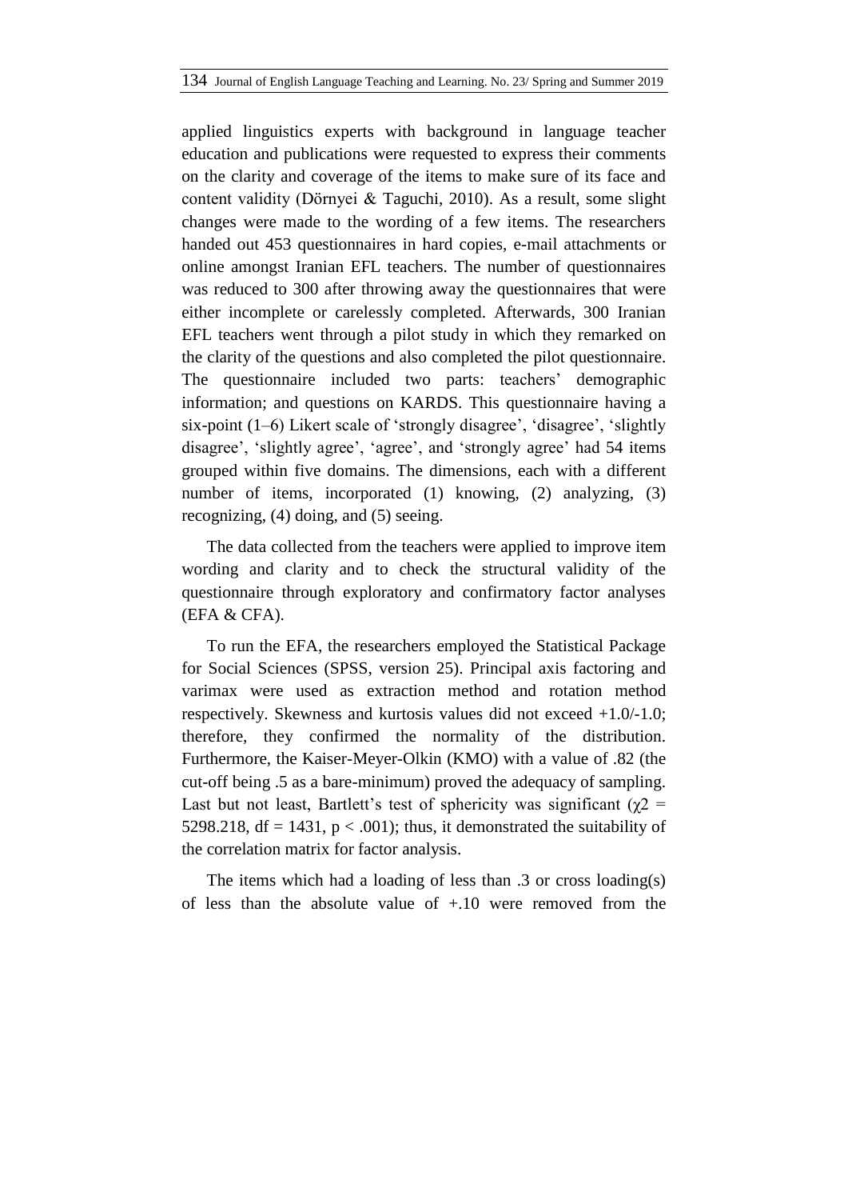applied linguistics experts with background in language teacher education and publications were requested to express their comments on the clarity and coverage of the items to make sure of its face and content validity (Dörnyei & Taguchi, 2010). As a result, some slight changes were made to the wording of a few items. The researchers handed out 453 questionnaires in hard copies, e-mail attachments or online amongst Iranian EFL teachers. The number of questionnaires was reduced to 300 after throwing away the questionnaires that were either incomplete or carelessly completed. Afterwards, 300 Iranian EFL teachers went through a pilot study in which they remarked on the clarity of the questions and also completed the pilot questionnaire. The questionnaire included two parts: teachers' demographic information; and questions on KARDS. This questionnaire having a six-point (1–6) Likert scale of 'strongly disagree', 'disagree', 'slightly disagree', 'slightly agree', 'agree', and 'strongly agree' had 54 items grouped within five domains. The dimensions, each with a different number of items, incorporated (1) knowing, (2) analyzing, (3) recognizing, (4) doing, and (5) seeing.

The data collected from the teachers were applied to improve item wording and clarity and to check the structural validity of the questionnaire through exploratory and confirmatory factor analyses (EFA & CFA).

To run the EFA, the researchers employed the Statistical Package for Social Sciences (SPSS, version 25). Principal axis factoring and varimax were used as extraction method and rotation method respectively. Skewness and kurtosis values did not exceed +1.0/-1.0; therefore, they confirmed the normality of the distribution. Furthermore, the Kaiser-Meyer-Olkin (KMO) with a value of .82 (the cut-off being .5 as a bare-minimum) proved the adequacy of sampling. Last but not least, Bartlett's test of sphericity was significant ($\chi^2$ = 5298.218, df = 1431, $p < .001$); thus, it demonstrated the suitability of the correlation matrix for factor analysis.

The items which had a loading of less than .3 or cross loading(s) of less than the absolute value of +.10 were removed from the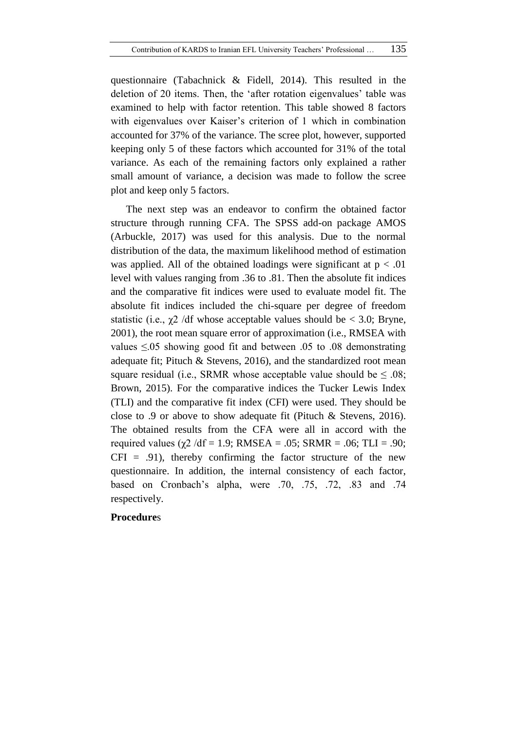questionnaire (Tabachnick & Fidell, 2014). This resulted in the deletion of 20 items. Then, the 'after rotation eigenvalues' table was examined to help with factor retention. This table showed 8 factors with eigenvalues over Kaiser's criterion of 1 which in combination accounted for 37% of the variance. The scree plot, however, supported keeping only 5 of these factors which accounted for 31% of the total variance. As each of the remaining factors only explained a rather small amount of variance, a decision was made to follow the scree plot and keep only 5 factors.

The next step was an endeavor to confirm the obtained factor structure through running CFA. The SPSS add-on package AMOS (Arbuckle, 2017) was used for this analysis. Due to the normal distribution of the data, the maximum likelihood method of estimation was applied. All of the obtained loadings were significant at $p < .01$ level with values ranging from .36 to .81. Then the absolute fit indices and the comparative fit indices were used to evaluate model fit. The absolute fit indices included the chi-square per degree of freedom statistic (i.e., $\chi 2$ /df whose acceptable values should be < 3.0; Bryne, 2001), the root mean square error of approximation (i.e., RMSEA with values $\leq .05$ showing good fit and between .05 to .08 demonstrating adequate fit; Pituch & Stevens, 2016), and the standardized root mean square residual (i.e., SRMR whose acceptable value should be $\leq .08$; Brown, 2015). For the comparative indices the Tucker Lewis Index (TLI) and the comparative fit index (CFI) were used. They should be close to .9 or above to show adequate fit (Pituch & Stevens, 2016). The obtained results from the CFA were all in accord with the required values ($\chi 2$ /df = 1.9; RMSEA = .05; SRMR = .06; TLI = .90; CFI = .91), thereby confirming the factor structure of the new questionnaire. In addition, the internal consistency of each factor, based on Cronbach's alpha, were .70, .75, .72, .83 and .74 respectively.

**Procedures**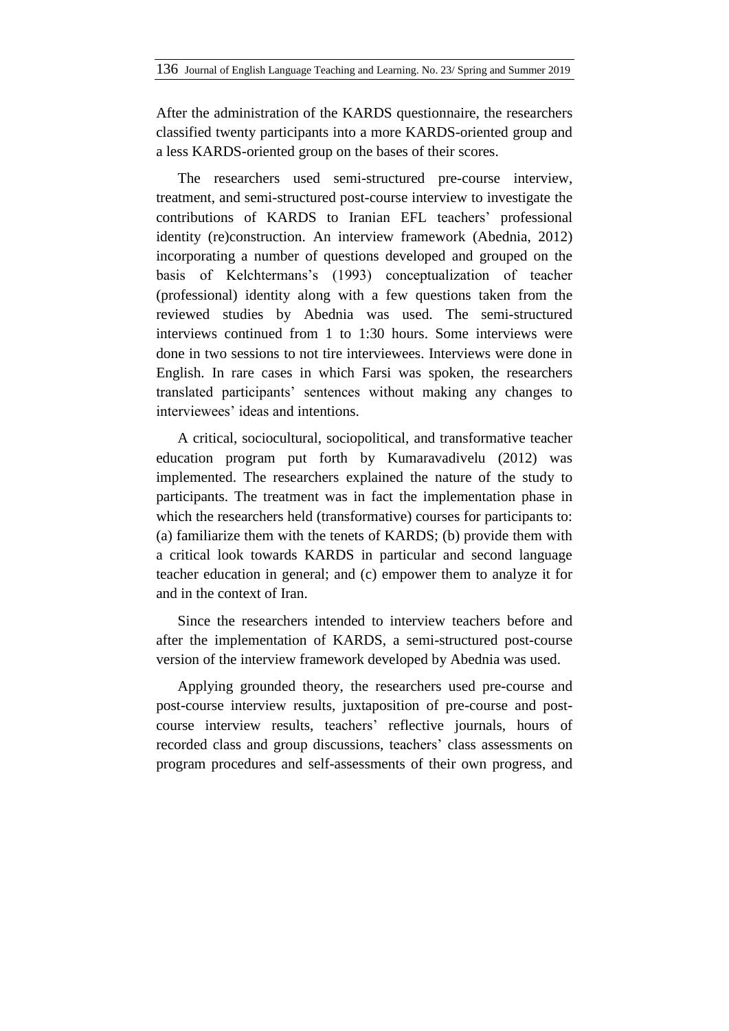After the administration of the KARDS questionnaire, the researchers classified twenty participants into a more KARDS-oriented group and a less KARDS-oriented group on the bases of their scores.

The researchers used semi-structured pre-course interview, treatment, and semi-structured post-course interview to investigate the contributions of KARDS to Iranian EFL teachers' professional identity (re)construction. An interview framework (Abednia, 2012) incorporating a number of questions developed and grouped on the basis of Kelchtermans's (1993) conceptualization of teacher (professional) identity along with a few questions taken from the reviewed studies by Abednia was used. The semi-structured interviews continued from 1 to 1:30 hours. Some interviews were done in two sessions to not tire interviewees. Interviews were done in English. In rare cases in which Farsi was spoken, the researchers translated participants' sentences without making any changes to interviewees' ideas and intentions.

A critical, sociocultural, sociopolitical, and transformative teacher education program put forth by Kumaravadivelu (2012) was implemented. The researchers explained the nature of the study to participants. The treatment was in fact the implementation phase in which the researchers held (transformative) courses for participants to: (a) familiarize them with the tenets of KARDS; (b) provide them with a critical look towards KARDS in particular and second language teacher education in general; and (c) empower them to analyze it for and in the context of Iran.

Since the researchers intended to interview teachers before and after the implementation of KARDS, a semi-structured post-course version of the interview framework developed by Abednia was used.

Applying grounded theory, the researchers used pre-course and post-course interview results, juxtaposition of pre-course and post-course interview results, teachers' reflective journals, hours of recorded class and group discussions, teachers' class assessments on program procedures and self-assessments of their own progress, and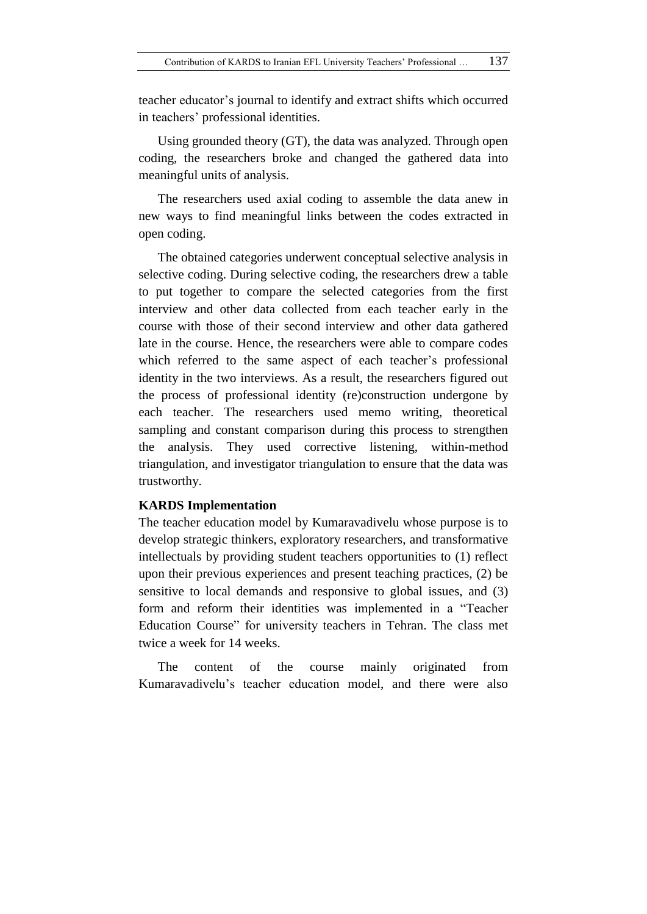teacher educator's journal to identify and extract shifts which occurred in teachers' professional identities.

Using grounded theory (GT), the data was analyzed. Through open coding, the researchers broke and changed the gathered data into meaningful units of analysis.

The researchers used axial coding to assemble the data anew in new ways to find meaningful links between the codes extracted in open coding.

The obtained categories underwent conceptual selective analysis in selective coding. During selective coding, the researchers drew a table to put together to compare the selected categories from the first interview and other data collected from each teacher early in the course with those of their second interview and other data gathered late in the course. Hence, the researchers were able to compare codes which referred to the same aspect of each teacher's professional identity in the two interviews. As a result, the researchers figured out the process of professional identity (re)construction undergone by each teacher. The researchers used memo writing, theoretical sampling and constant comparison during this process to strengthen the analysis. They used corrective listening, within-method triangulation, and investigator triangulation to ensure that the data was trustworthy.

**KARDS Implementation**

The teacher education model by Kumaravadivelu whose purpose is to develop strategic thinkers, exploratory researchers, and transformative intellectuals by providing student teachers opportunities to (1) reflect upon their previous experiences and present teaching practices, (2) be sensitive to local demands and responsive to global issues, and (3) form and reform their identities was implemented in a "Teacher Education Course" for university teachers in Tehran. The class met twice a week for 14 weeks.

The content of the course mainly originated from Kumaravadivelu's teacher education model, and there were also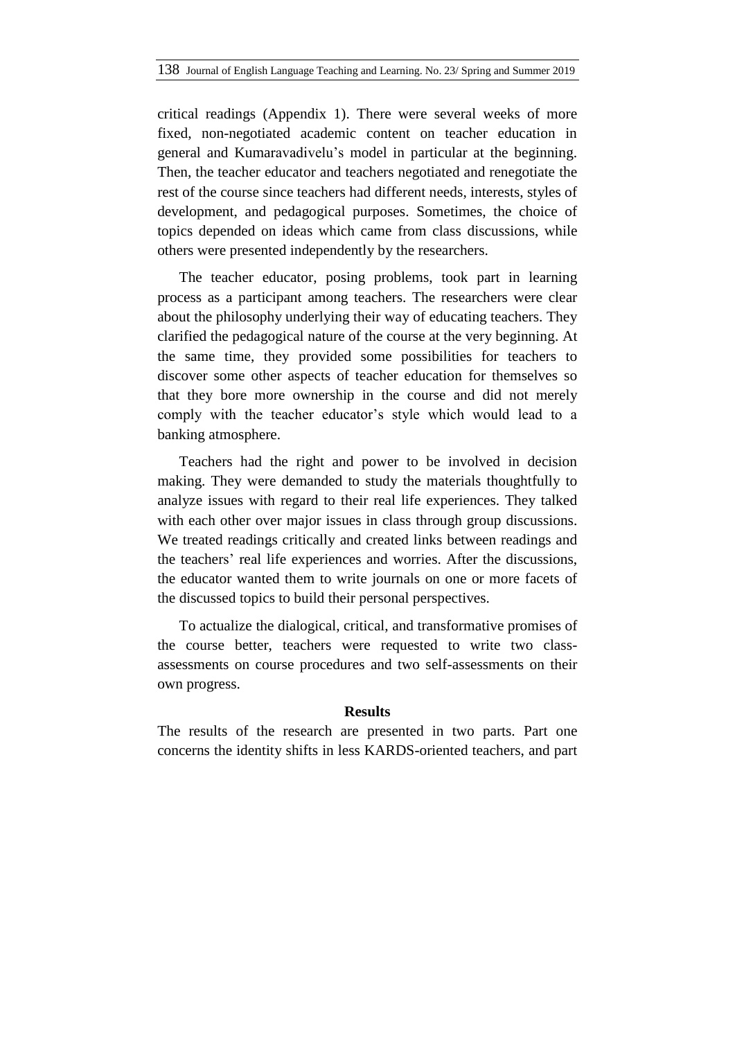critical readings (Appendix 1). There were several weeks of more fixed, non-negotiated academic content on teacher education in general and Kumaravadivelu's model in particular at the beginning. Then, the teacher educator and teachers negotiated and renegotiate the rest of the course since teachers had different needs, interests, styles of development, and pedagogical purposes. Sometimes, the choice of topics depended on ideas which came from class discussions, while others were presented independently by the researchers.

The teacher educator, posing problems, took part in learning process as a participant among teachers. The researchers were clear about the philosophy underlying their way of educating teachers. They clarified the pedagogical nature of the course at the very beginning. At the same time, they provided some possibilities for teachers to discover some other aspects of teacher education for themselves so that they bore more ownership in the course and did not merely comply with the teacher educator's style which would lead to a banking atmosphere.

Teachers had the right and power to be involved in decision making. They were demanded to study the materials thoughtfully to analyze issues with regard to their real life experiences. They talked with each other over major issues in class through group discussions. We treated readings critically and created links between readings and the teachers' real life experiences and worries. After the discussions, the educator wanted them to write journals on one or more facets of the discussed topics to build their personal perspectives.

To actualize the dialogical, critical, and transformative promises of the course better, teachers were requested to write two class-assessments on course procedures and two self-assessments on their own progress.

## Results

The results of the research are presented in two parts. Part one concerns the identity shifts in less KARDS-oriented teachers, and part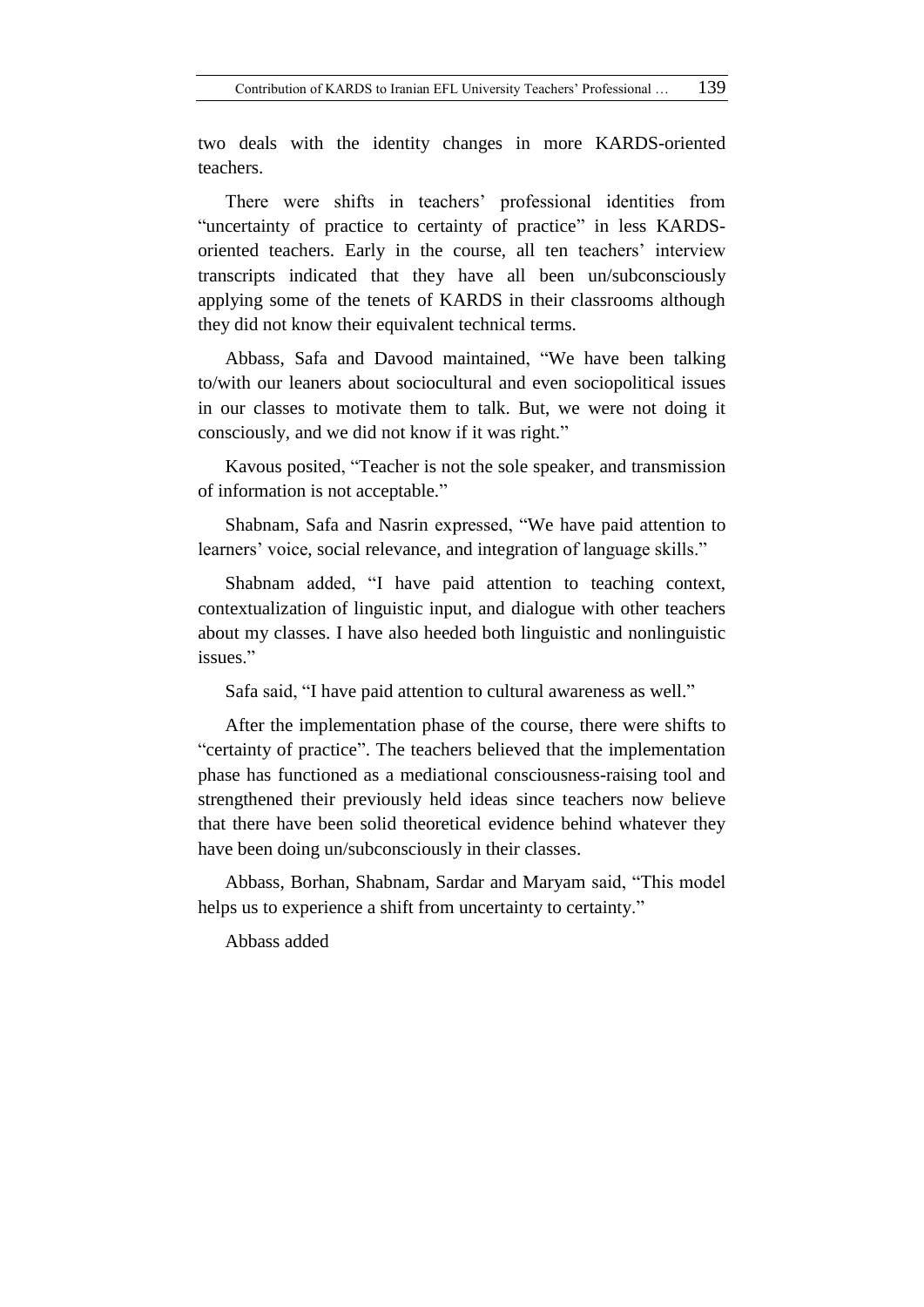two deals with the identity changes in more KARDS-oriented teachers.

There were shifts in teachers' professional identities from "uncertainty of practice to certainty of practice" in less KARDS-oriented teachers. Early in the course, all ten teachers' interview transcripts indicated that they have all been un/subconsciously applying some of the tenets of KARDS in their classrooms although they did not know their equivalent technical terms.

Abbass, Safa and Davood maintained, "We have been talking to/with our leaners about sociocultural and even sociopolitical issues in our classes to motivate them to talk. But, we were not doing it consciously, and we did not know if it was right."

Kavous posited, "Teacher is not the sole speaker, and transmission of information is not acceptable."

Shabnam, Safa and Nasrin expressed, "We have paid attention to learners' voice, social relevance, and integration of language skills."

Shabnam added, "I have paid attention to teaching context, contextualization of linguistic input, and dialogue with other teachers about my classes. I have also heeded both linguistic and nonlinguistic issues."

Safa said, "I have paid attention to cultural awareness as well."

After the implementation phase of the course, there were shifts to "certainty of practice". The teachers believed that the implementation phase has functioned as a mediational consciousness-raising tool and strengthened their previously held ideas since teachers now believe that there have been solid theoretical evidence behind whatever they have been doing un/subconsciously in their classes.

Abbass, Borhan, Shabnam, Sardar and Maryam said, "This model helps us to experience a shift from uncertainty to certainty."

Abbass added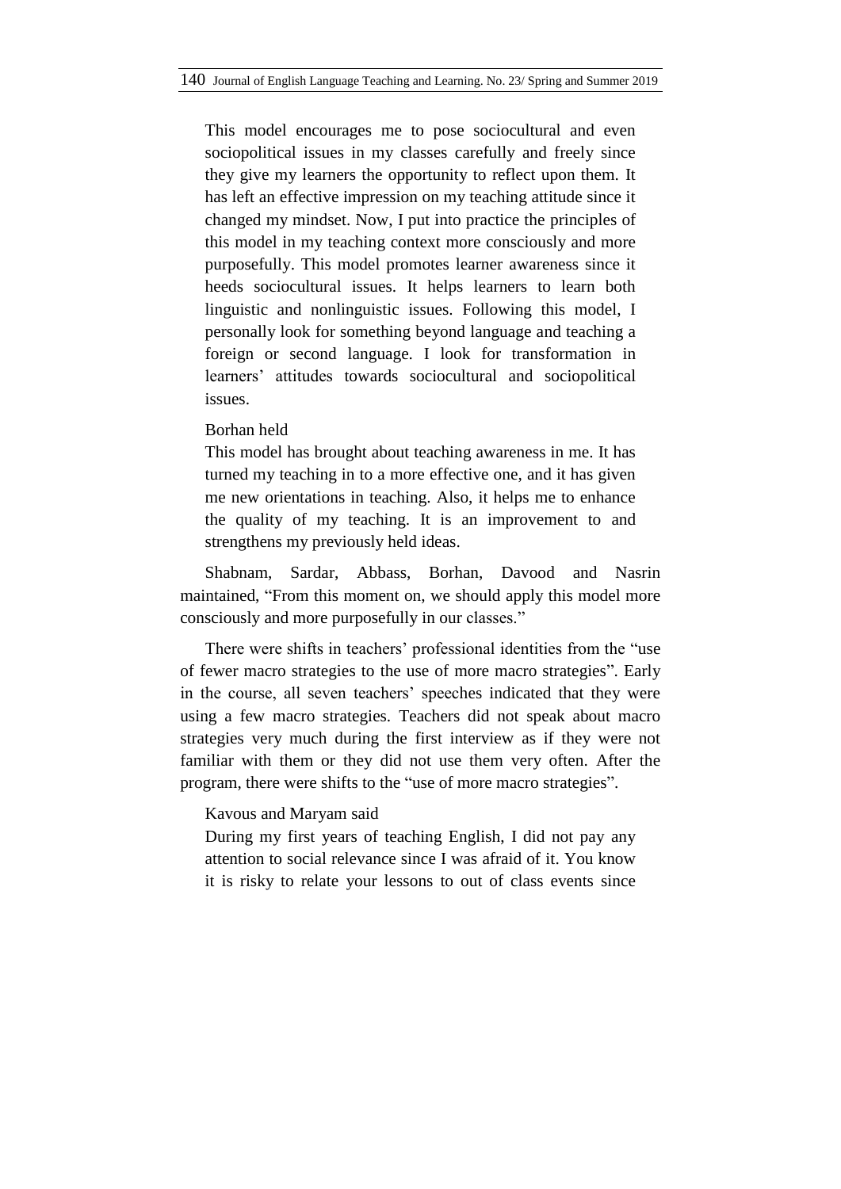> This model encourages me to pose sociocultural and even sociopolitical issues in my classes carefully and freely since they give my learners the opportunity to reflect upon them. It has left an effective impression on my teaching attitude since it changed my mindset. Now, I put into practice the principles of this model in my teaching context more consciously and more purposefully. This model promotes learner awareness since it heeds sociocultural issues. It helps learners to learn both linguistic and nonlinguistic issues. Following this model, I personally look for something beyond language and teaching a foreign or second language. I look for transformation in learners' attitudes towards sociocultural and sociopolitical issues.

Borhan held

> This model has brought about teaching awareness in me. It has turned my teaching in to a more effective one, and it has given me new orientations in teaching. Also, it helps me to enhance the quality of my teaching. It is an improvement to and strengthens my previously held ideas.

Shabnam, Sardar, Abbass, Borhan, Davood and Nasrin maintained, "From this moment on, we should apply this model more consciously and more purposefully in our classes."

There were shifts in teachers' professional identities from the "use of fewer macro strategies to the use of more macro strategies". Early in the course, all seven teachers' speeches indicated that they were using a few macro strategies. Teachers did not speak about macro strategies very much during the first interview as if they were not familiar with them or they did not use them very often. After the program, there were shifts to the "use of more macro strategies".

Kavous and Maryam said

> During my first years of teaching English, I did not pay any attention to social relevance since I was afraid of it. You know it is risky to relate your lessons to out of class events since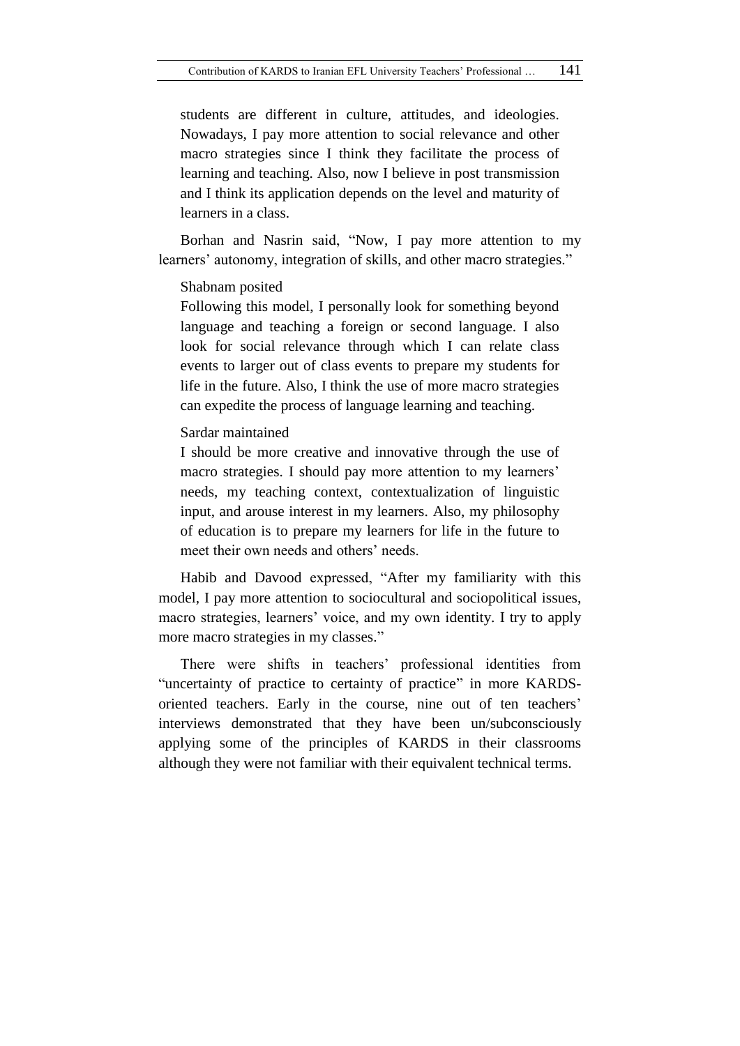students are different in culture, attitudes, and ideologies. Nowadays, I pay more attention to social relevance and other macro strategies since I think they facilitate the process of learning and teaching. Also, now I believe in post transmission and I think its application depends on the level and maturity of learners in a class.

Borhan and Nasrin said, "Now, I pay more attention to my learners' autonomy, integration of skills, and other macro strategies."

Shabnam posited

> Following this model, I personally look for something beyond language and teaching a foreign or second language. I also look for social relevance through which I can relate class events to larger out of class events to prepare my students for life in the future. Also, I think the use of more macro strategies can expedite the process of language learning and teaching.

Sardar maintained

> I should be more creative and innovative through the use of macro strategies. I should pay more attention to my learners' needs, my teaching context, contextualization of linguistic input, and arouse interest in my learners. Also, my philosophy of education is to prepare my learners for life in the future to meet their own needs and others' needs.

Habib and Davood expressed, "After my familiarity with this model, I pay more attention to sociocultural and sociopolitical issues, macro strategies, learners' voice, and my own identity. I try to apply more macro strategies in my classes."

There were shifts in teachers' professional identities from "uncertainty of practice to certainty of practice" in more KARDS-oriented teachers. Early in the course, nine out of ten teachers' interviews demonstrated that they have been un/subconsciously applying some of the principles of KARDS in their classrooms although they were not familiar with their equivalent technical terms.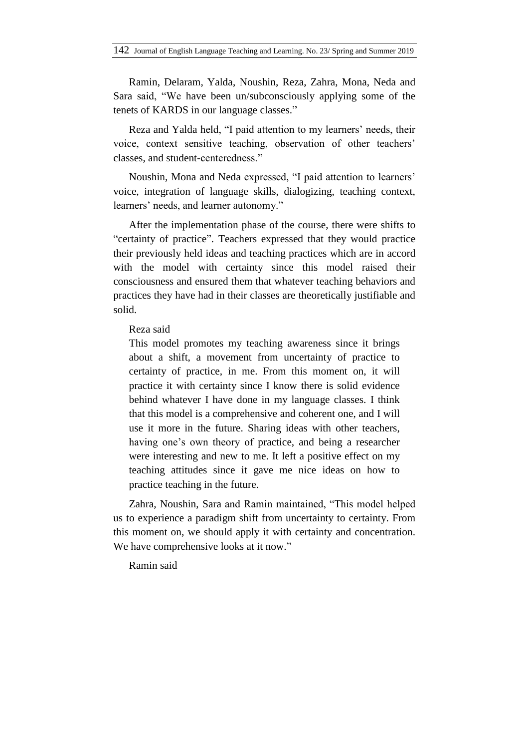Ramin, Delaram, Yalda, Noushin, Reza, Zahra, Mona, Neda and Sara said, “We have been un/subconsciously applying some of the tenets of KARDS in our language classes.”

Reza and Yalda held, “I paid attention to my learners’ needs, their voice, context sensitive teaching, observation of other teachers’ classes, and student-centeredness.”

Noushin, Mona and Neda expressed, “I paid attention to learners’ voice, integration of language skills, dialogizing, teaching context, learners’ needs, and learner autonomy.”

After the implementation phase of the course, there were shifts to “certainty of practice”. Teachers expressed that they would practice their previously held ideas and teaching practices which are in accord with the model with certainty since this model raised their consciousness and ensured them that whatever teaching behaviors and practices they have had in their classes are theoretically justifiable and solid.

Reza said

> This model promotes my teaching awareness since it brings about a shift, a movement from uncertainty of practice to certainty of practice, in me. From this moment on, it will practice it with certainty since I know there is solid evidence behind whatever I have done in my language classes. I think that this model is a comprehensive and coherent one, and I will use it more in the future. Sharing ideas with other teachers, having one’s own theory of practice, and being a researcher were interesting and new to me. It left a positive effect on my teaching attitudes since it gave me nice ideas on how to practice teaching in the future.

Zahra, Noushin, Sara and Ramin maintained, “This model helped us to experience a paradigm shift from uncertainty to certainty. From this moment on, we should apply it with certainty and concentration. We have comprehensive looks at it now.”

Ramin said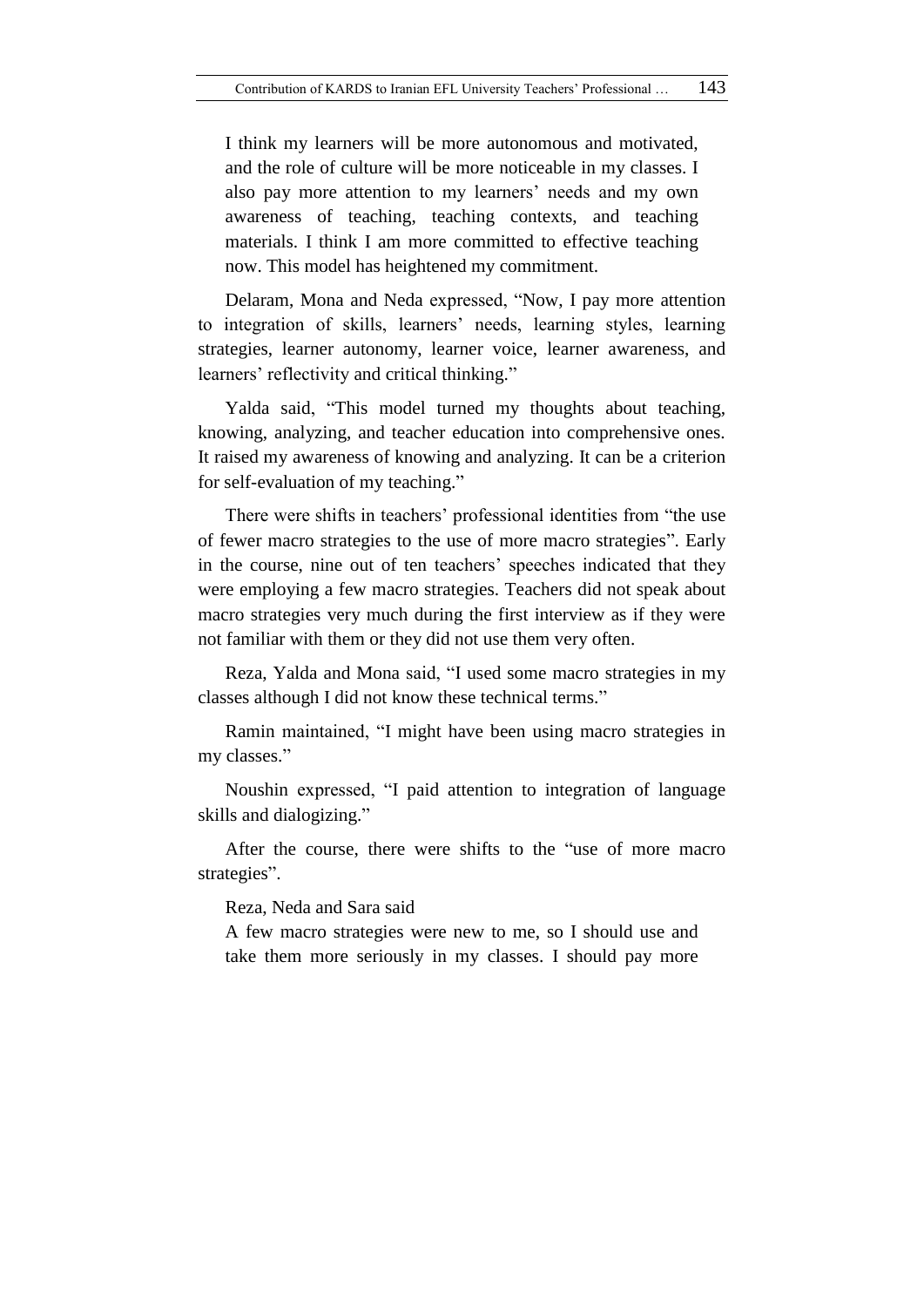> I think my learners will be more autonomous and motivated, and the role of culture will be more noticeable in my classes. I also pay more attention to my learners' needs and my own awareness of teaching, teaching contexts, and teaching materials. I think I am more committed to effective teaching now. This model has heightened my commitment.

Delaram, Mona and Neda expressed, "Now, I pay more attention to integration of skills, learners' needs, learning styles, learning strategies, learner autonomy, learner voice, learner awareness, and learners' reflectivity and critical thinking."

Yalda said, "This model turned my thoughts about teaching, knowing, analyzing, and teacher education into comprehensive ones. It raised my awareness of knowing and analyzing. It can be a criterion for self-evaluation of my teaching."

There were shifts in teachers' professional identities from "the use of fewer macro strategies to the use of more macro strategies". Early in the course, nine out of ten teachers' speeches indicated that they were employing a few macro strategies. Teachers did not speak about macro strategies very much during the first interview as if they were not familiar with them or they did not use them very often.

Reza, Yalda and Mona said, "I used some macro strategies in my classes although I did not know these technical terms."

Ramin maintained, "I might have been using macro strategies in my classes."

Noushin expressed, "I paid attention to integration of language skills and dialogizing."

After the course, there were shifts to the "use of more macro strategies".

Reza, Neda and Sara said

> A few macro strategies were new to me, so I should use and take them more seriously in my classes. I should pay more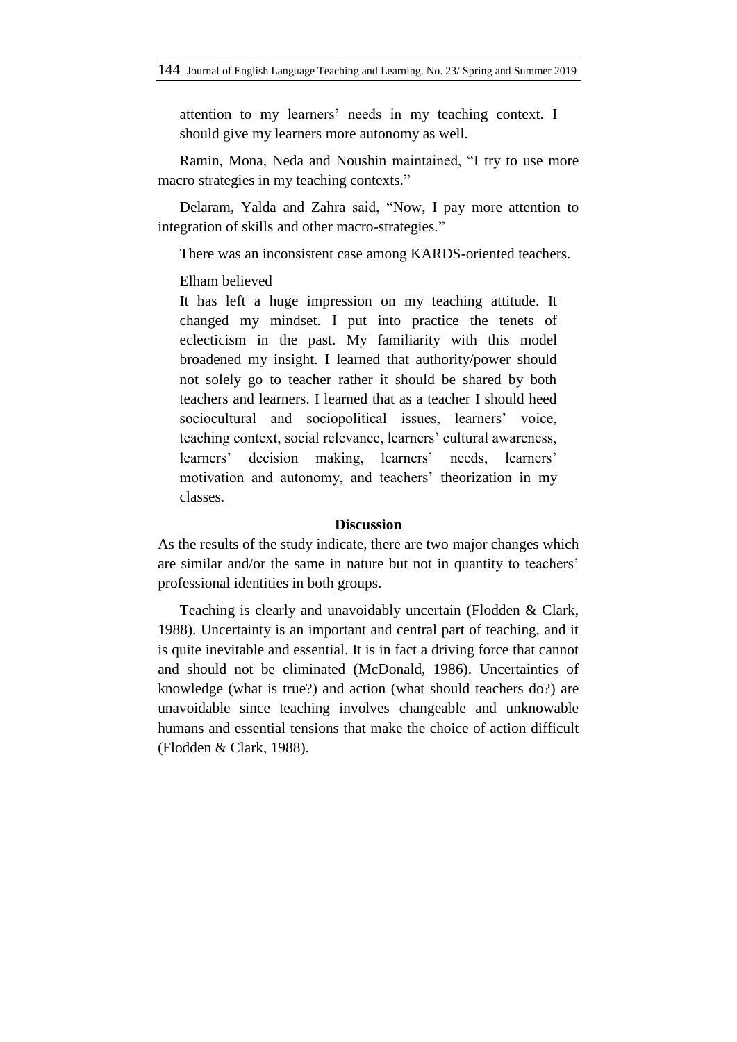> attention to my learners' needs in my teaching context. I should give my learners more autonomy as well.

Ramin, Mona, Neda and Noushin maintained, "I try to use more macro strategies in my teaching contexts."

Delaram, Yalda and Zahra said, "Now, I pay more attention to integration of skills and other macro-strategies."

There was an inconsistent case among KARDS-oriented teachers.

Elham believed

> It has left a huge impression on my teaching attitude. It changed my mindset. I put into practice the tenets of eclecticism in the past. My familiarity with this model broadened my insight. I learned that authority/power should not solely go to teacher rather it should be shared by both teachers and learners. I learned that as a teacher I should heed sociocultural and sociopolitical issues, learners' voice, teaching context, social relevance, learners' cultural awareness, learners' decision making, learners' needs, learners' motivation and autonomy, and teachers' theorization in my classes.

## Discussion

As the results of the study indicate, there are two major changes which are similar and/or the same in nature but not in quantity to teachers' professional identities in both groups.

Teaching is clearly and unavoidably uncertain (Flodden & Clark, 1988). Uncertainty is an important and central part of teaching, and it is quite inevitable and essential. It is in fact a driving force that cannot and should not be eliminated (McDonald, 1986). Uncertainties of knowledge (what is true?) and action (what should teachers do?) are unavoidable since teaching involves changeable and unknowable humans and essential tensions that make the choice of action difficult (Flodden & Clark, 1988).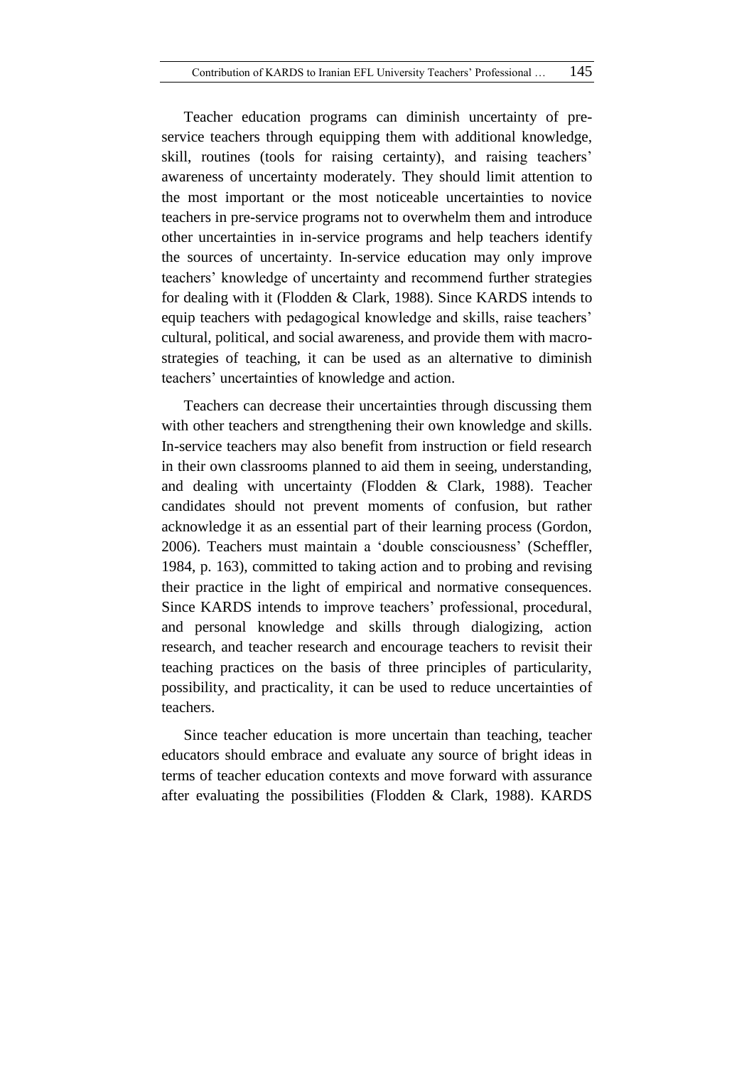Teacher education programs can diminish uncertainty of pre-service teachers through equipping them with additional knowledge, skill, routines (tools for raising certainty), and raising teachers' awareness of uncertainty moderately. They should limit attention to the most important or the most noticeable uncertainties to novice teachers in pre-service programs not to overwhelm them and introduce other uncertainties in in-service programs and help teachers identify the sources of uncertainty. In-service education may only improve teachers' knowledge of uncertainty and recommend further strategies for dealing with it (Flodden & Clark, 1988). Since KARDS intends to equip teachers with pedagogical knowledge and skills, raise teachers' cultural, political, and social awareness, and provide them with macro-strategies of teaching, it can be used as an alternative to diminish teachers' uncertainties of knowledge and action.

Teachers can decrease their uncertainties through discussing them with other teachers and strengthening their own knowledge and skills. In-service teachers may also benefit from instruction or field research in their own classrooms planned to aid them in seeing, understanding, and dealing with uncertainty (Flodden & Clark, 1988). Teacher candidates should not prevent moments of confusion, but rather acknowledge it as an essential part of their learning process (Gordon, 2006). Teachers must maintain a 'double consciousness' (Scheffler, 1984, p. 163), committed to taking action and to probing and revising their practice in the light of empirical and normative consequences. Since KARDS intends to improve teachers' professional, procedural, and personal knowledge and skills through dialogizing, action research, and teacher research and encourage teachers to revisit their teaching practices on the basis of three principles of particularity, possibility, and practicality, it can be used to reduce uncertainties of teachers.

Since teacher education is more uncertain than teaching, teacher educators should embrace and evaluate any source of bright ideas in terms of teacher education contexts and move forward with assurance after evaluating the possibilities (Flodden & Clark, 1988). KARDS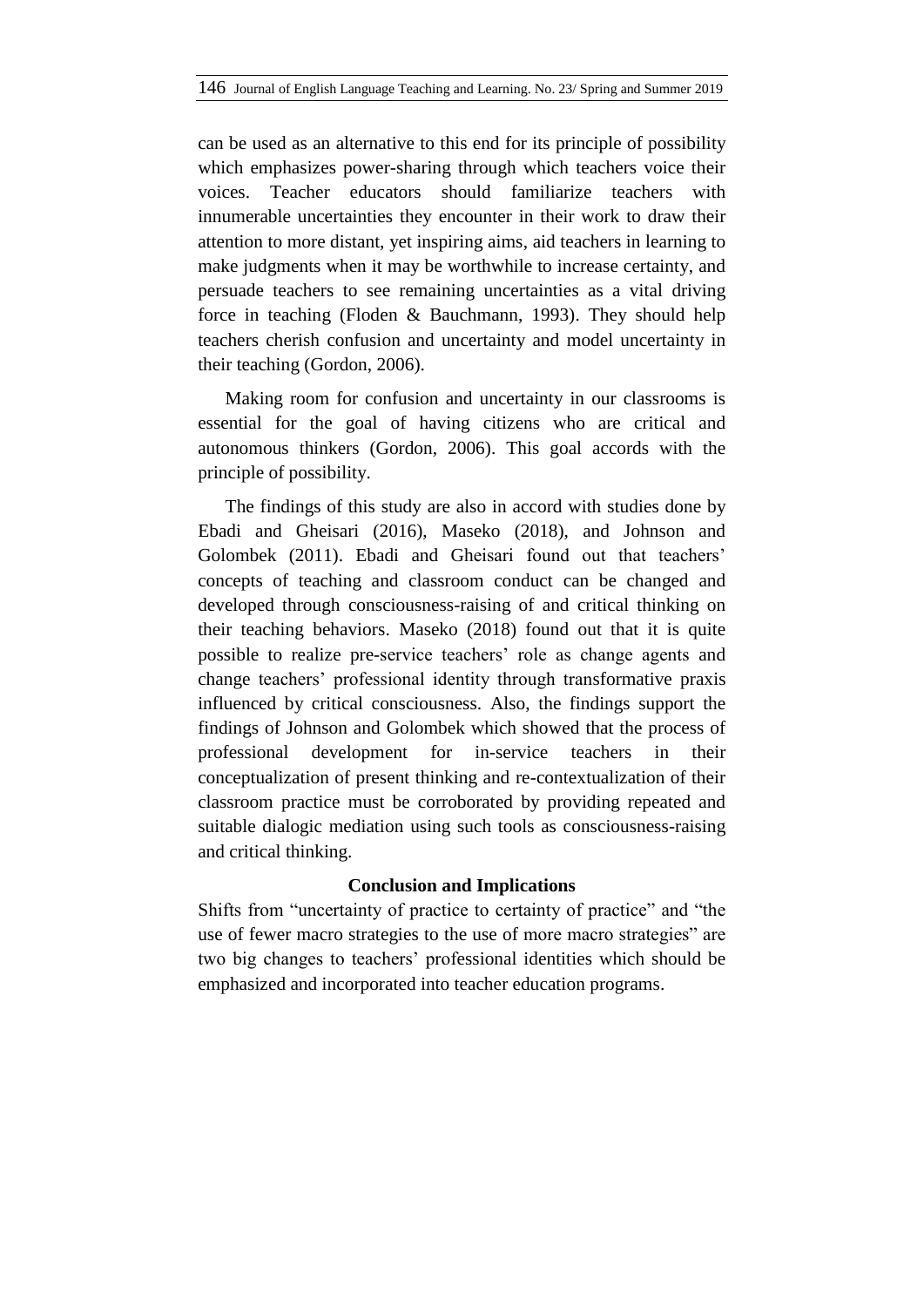can be used as an alternative to this end for its principle of possibility which emphasizes power-sharing through which teachers voice their voices. Teacher educators should familiarize teachers with innumerable uncertainties they encounter in their work to draw their attention to more distant, yet inspiring aims, aid teachers in learning to make judgments when it may be worthwhile to increase certainty, and persuade teachers to see remaining uncertainties as a vital driving force in teaching (Floden & Bauchmann, 1993). They should help teachers cherish confusion and uncertainty and model uncertainty in their teaching (Gordon, 2006).

Making room for confusion and uncertainty in our classrooms is essential for the goal of having citizens who are critical and autonomous thinkers (Gordon, 2006). This goal accords with the principle of possibility.

The findings of this study are also in accord with studies done by Ebadi and Gheisari (2016), Maseko (2018), and Johnson and Golombek (2011). Ebadi and Gheisari found out that teachers' concepts of teaching and classroom conduct can be changed and developed through consciousness-raising of and critical thinking on their teaching behaviors. Maseko (2018) found out that it is quite possible to realize pre-service teachers' role as change agents and change teachers' professional identity through transformative praxis influenced by critical consciousness. Also, the findings support the findings of Johnson and Golombek which showed that the process of professional development for in-service teachers in their conceptualization of present thinking and re-contextualization of their classroom practice must be corroborated by providing repeated and suitable dialogic mediation using such tools as consciousness-raising and critical thinking.

## Conclusion and Implications

Shifts from "uncertainty of practice to certainty of practice" and "the use of fewer macro strategies to the use of more macro strategies" are two big changes to teachers' professional identities which should be emphasized and incorporated into teacher education programs.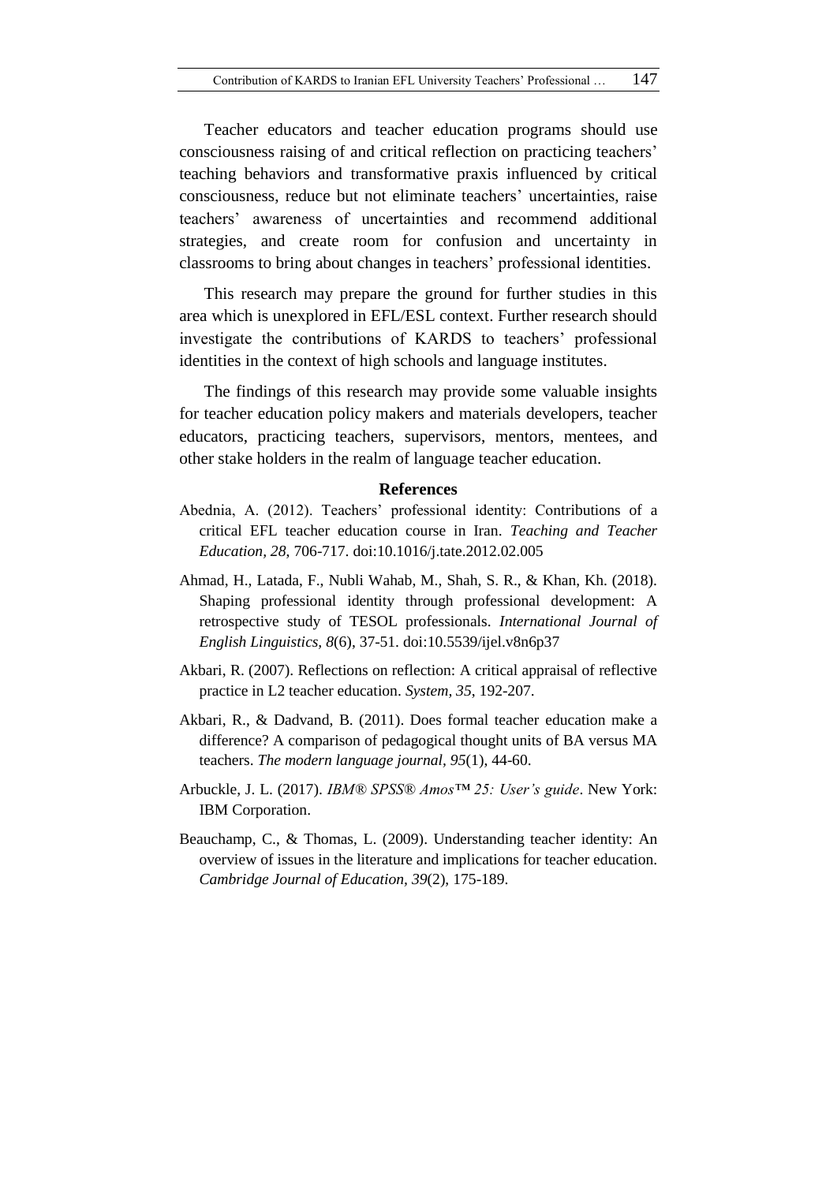Teacher educators and teacher education programs should use consciousness raising of and critical reflection on practicing teachers' teaching behaviors and transformative praxis influenced by critical consciousness, reduce but not eliminate teachers' uncertainties, raise teachers' awareness of uncertainties and recommend additional strategies, and create room for confusion and uncertainty in classrooms to bring about changes in teachers' professional identities.

This research may prepare the ground for further studies in this area which is unexplored in EFL/ESL context. Further research should investigate the contributions of KARDS to teachers' professional identities in the context of high schools and language institutes.

The findings of this research may provide some valuable insights for teacher education policy makers and materials developers, teacher educators, practicing teachers, supervisors, mentors, mentees, and other stake holders in the realm of language teacher education.

## References

Abednia, A. (2012). Teachers' professional identity: Contributions of a critical EFL teacher education course in Iran. *Teaching and Teacher Education, 28*, 706-717. doi:10.1016/j.tate.2012.02.005

Ahmad, H., Latada, F., Nubli Wahab, M., Shah, S. R., & Khan, Kh. (2018). Shaping professional identity through professional development: A retrospective study of TESOL professionals. *International Journal of English Linguistics, 8*(6), 37-51. doi:10.5539/ijel.v8n6p37

Akbari, R. (2007). Reflections on reflection: A critical appraisal of reflective practice in L2 teacher education. *System, 35*, 192-207.

Akbari, R., & Dadvand, B. (2011). Does formal teacher education make a difference? A comparison of pedagogical thought units of BA versus MA teachers. *The modern language journal, 95*(1), 44-60.

Arbuckle, J. L. (2017). *IBM® SPSS® Amos™ 25: User's guide*. New York: IBM Corporation.

Beauchamp, C., & Thomas, L. (2009). Understanding teacher identity: An overview of issues in the literature and implications for teacher education. *Cambridge Journal of Education, 39*(2), 175-189.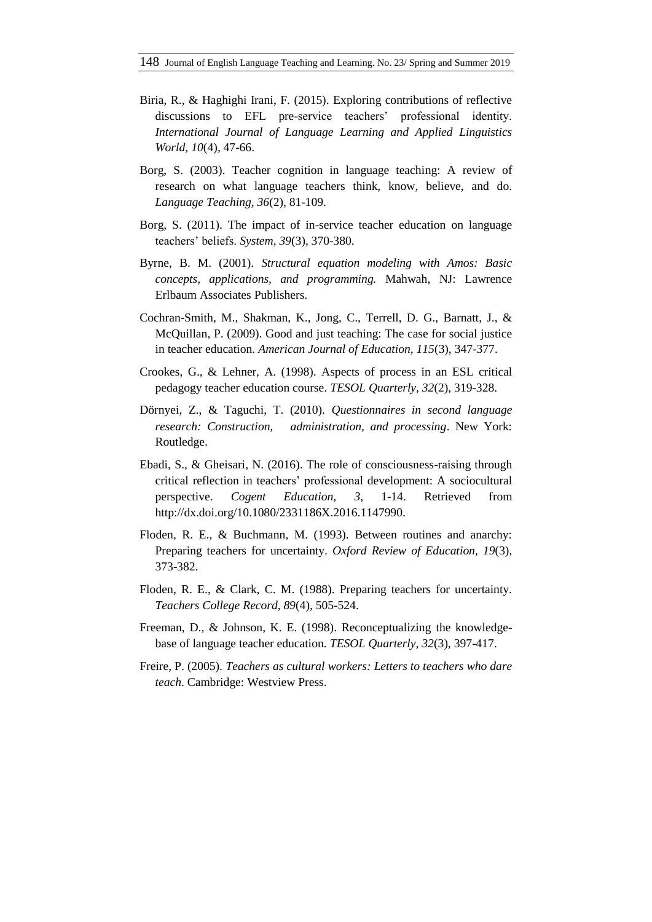Biria, R., & Haghighi Irani, F. (2015). Exploring contributions of reflective discussions to EFL pre-service teachers' professional identity. *International Journal of Language Learning and Applied Linguistics World, 10*(4), 47-66.

Borg, S. (2003). Teacher cognition in language teaching: A review of research on what language teachers think, know, believe, and do. *Language Teaching, 36*(2), 81-109.

Borg, S. (2011). The impact of in-service teacher education on language teachers' beliefs. *System, 39*(3), 370-380.

Byrne, B. M. (2001). *Structural equation modeling with Amos: Basic concepts, applications, and programming.* Mahwah, NJ: Lawrence Erlbaum Associates Publishers.

Cochran-Smith, M., Shakman, K., Jong, C., Terrell, D. G., Barnatt, J., & McQuillan, P. (2009). Good and just teaching: The case for social justice in teacher education. *American Journal of Education, 115*(3), 347-377.

Crookes, G., & Lehner, A. (1998). Aspects of process in an ESL critical pedagogy teacher education course. *TESOL Quarterly, 32*(2), 319-328.

Dörnyei, Z., & Taguchi, T. (2010). *Questionnaires in second language research: Construction, administration, and processing*. New York: Routledge.

Ebadi, S., & Gheisari, N. (2016). The role of consciousness-raising through critical reflection in teachers' professional development: A sociocultural perspective. *Cogent Education, 3*, 1-14. Retrieved from http://dx.doi.org/10.1080/2331186X.2016.1147990.

Floden, R. E., & Buchmann, M. (1993). Between routines and anarchy: Preparing teachers for uncertainty. *Oxford Review of Education, 19*(3), 373-382.

Floden, R. E., & Clark, C. M. (1988). Preparing teachers for uncertainty. *Teachers College Record, 89*(4), 505-524.

Freeman, D., & Johnson, K. E. (1998). Reconceptualizing the knowledge-base of language teacher education. *TESOL Quarterly, 32*(3), 397-417.

Freire, P. (2005). *Teachers as cultural workers: Letters to teachers who dare teach*. Cambridge: Westview Press.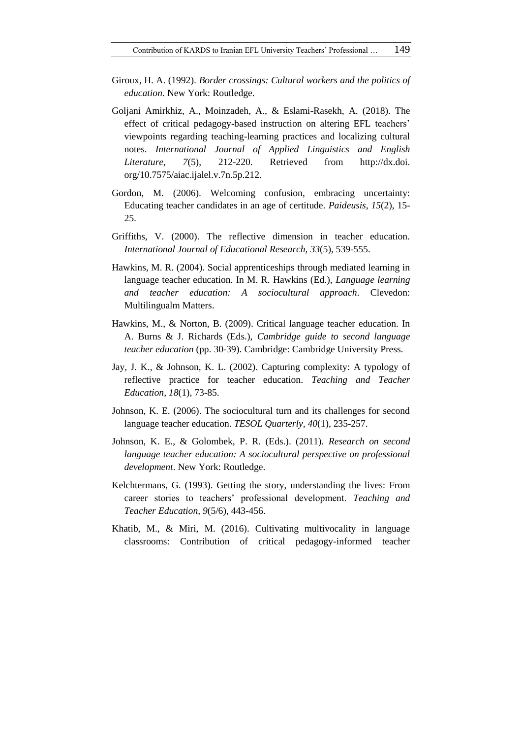Giroux, H. A. (1992). *Border crossings: Cultural workers and the politics of education*. New York: Routledge.

Goljani Amirkhiz, A., Moinzadeh, A., & Eslami-Rasekh, A. (2018). The effect of critical pedagogy-based instruction on altering EFL teachers' viewpoints regarding teaching-learning practices and localizing cultural notes. *International Journal of Applied Linguistics and English Literature, 7*(5), 212-220. Retrieved from http://dx.doi.org/10.7575/aiac.ijalel.v.7n.5p.212.

Gordon, M. (2006). Welcoming confusion, embracing uncertainty: Educating teacher candidates in an age of certitude. *Paideusis, 15*(2), 15-25.

Griffiths, V. (2000). The reflective dimension in teacher education. *International Journal of Educational Research, 33*(5), 539-555.

Hawkins, M. R. (2004). Social apprenticeships through mediated learning in language teacher education. In M. R. Hawkins (Ed.), *Language learning and teacher education: A sociocultural approach*. Clevedon: Multilingualm Matters.

Hawkins, M., & Norton, B. (2009). Critical language teacher education. In A. Burns & J. Richards (Eds.), *Cambridge guide to second language teacher education* (pp. 30-39). Cambridge: Cambridge University Press.

Jay, J. K., & Johnson, K. L. (2002). Capturing complexity: A typology of reflective practice for teacher education. *Teaching and Teacher Education, 18*(1), 73-85.

Johnson, K. E. (2006). The sociocultural turn and its challenges for second language teacher education. *TESOL Quarterly, 40*(1), 235-257.

Johnson, K. E., & Golombek, P. R. (Eds.). (2011). *Research on second language teacher education: A sociocultural perspective on professional development*. New York: Routledge.

Kelchtermans, G. (1993). Getting the story, understanding the lives: From career stories to teachers' professional development. *Teaching and Teacher Education, 9*(5/6), 443-456.

Khatib, M., & Miri, M. (2016). Cultivating multivocality in language classrooms: Contribution of critical pedagogy-informed teacher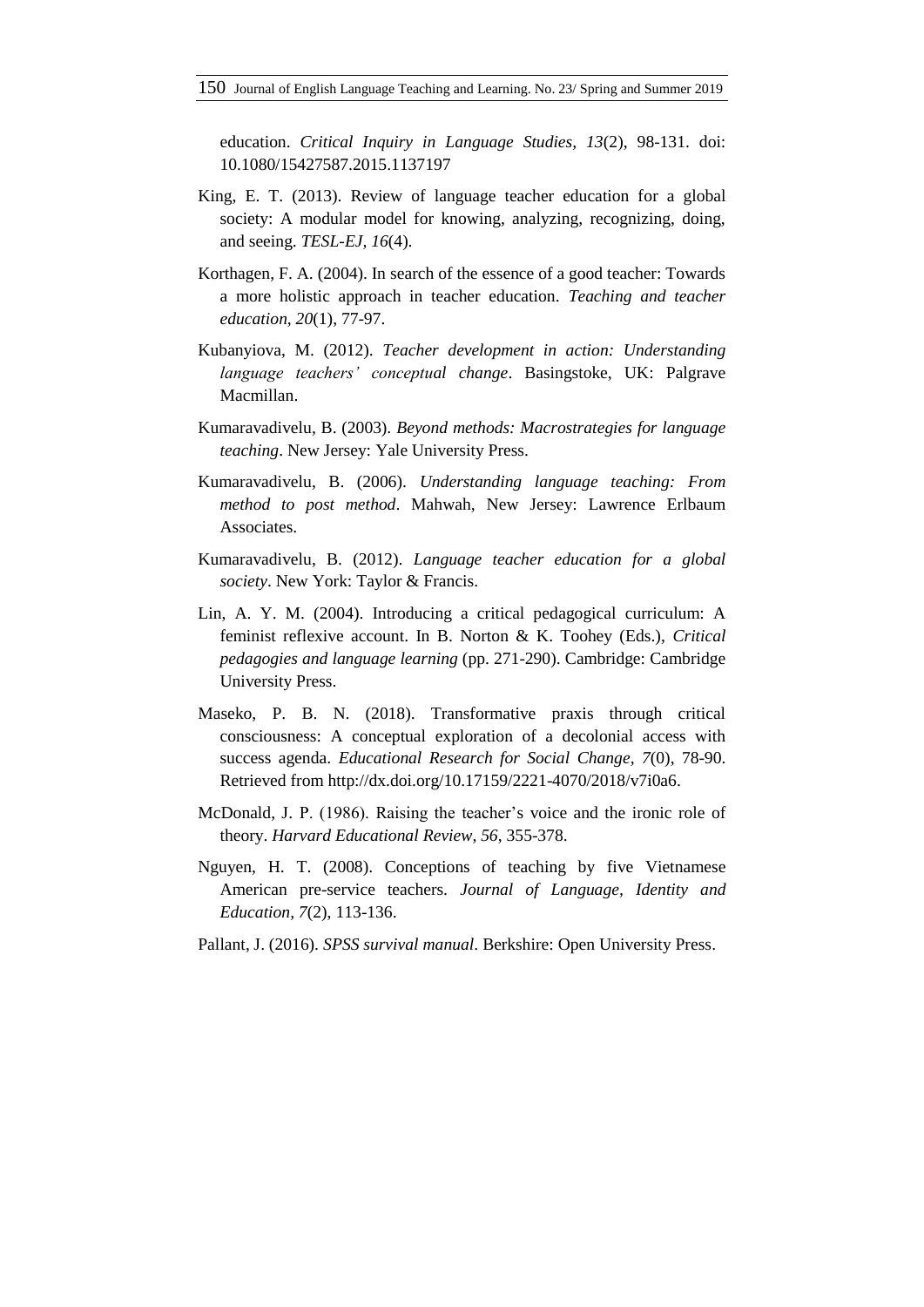education. *Critical Inquiry in Language Studies, 13*(2), 98-131. doi: 10.1080/15427587.2015.1137197

King, E. T. (2013). Review of language teacher education for a global society: A modular model for knowing, analyzing, recognizing, doing, and seeing. *TESL-EJ, 16*(4).

Korthagen, F. A. (2004). In search of the essence of a good teacher: Towards a more holistic approach in teacher education. *Teaching and teacher education, 20*(1), 77-97.

Kubanyiova, M. (2012). *Teacher development in action: Understanding language teachers' conceptual change*. Basingstoke, UK: Palgrave Macmillan.

Kumaravadivelu, B. (2003). *Beyond methods: Macrostrategies for language teaching*. New Jersey: Yale University Press.

Kumaravadivelu, B. (2006). *Understanding language teaching: From method to post method*. Mahwah, New Jersey: Lawrence Erlbaum Associates.

Kumaravadivelu, B. (2012). *Language teacher education for a global society*. New York: Taylor & Francis.

Lin, A. Y. M. (2004). Introducing a critical pedagogical curriculum: A feminist reflexive account. In B. Norton & K. Toohey (Eds.), *Critical pedagogies and language learning* (pp. 271-290). Cambridge: Cambridge University Press.

Maseko, P. B. N. (2018). Transformative praxis through critical consciousness: A conceptual exploration of a decolonial access with success agenda. *Educational Research for Social Change, 7*(0), 78-90. Retrieved from http://dx.doi.org/10.17159/2221-4070/2018/v7i0a6.

McDonald, J. P. (1986). Raising the teacher's voice and the ironic role of theory. *Harvard Educational Review, 56*, 355-378.

Nguyen, H. T. (2008). Conceptions of teaching by five Vietnamese American pre-service teachers. *Journal of Language, Identity and Education, 7*(2), 113-136.

Pallant, J. (2016). *SPSS survival manual*. Berkshire: Open University Press.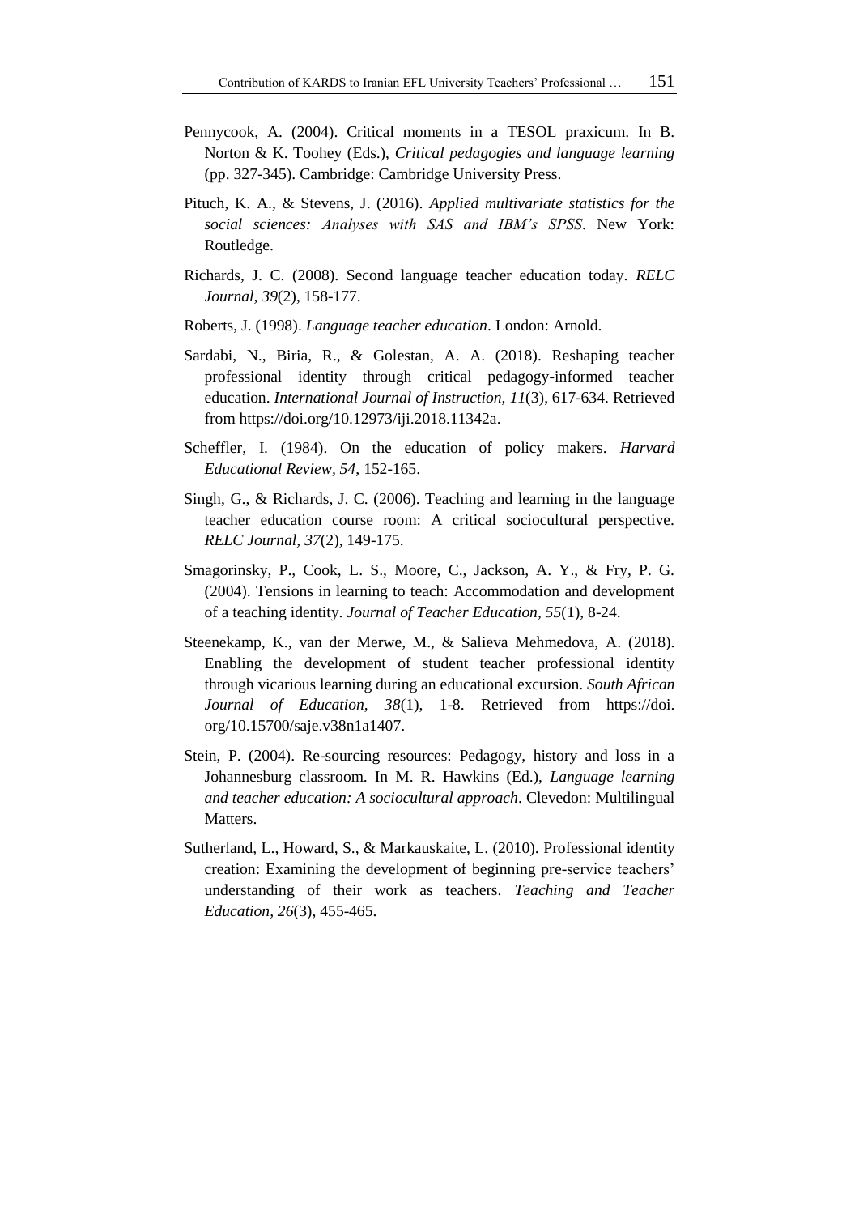Pennycook, A. (2004). Critical moments in a TESOL praxicum. In B. Norton & K. Toohey (Eds.), *Critical pedagogies and language learning* (pp. 327-345). Cambridge: Cambridge University Press.

Pituch, K. A., & Stevens, J. (2016). *Applied multivariate statistics for the social sciences: Analyses with SAS and IBM's SPSS*. New York: Routledge.

Richards, J. C. (2008). Second language teacher education today. *RELC Journal, 39*(2), 158-177.

Roberts, J. (1998). *Language teacher education*. London: Arnold.

Sardabi, N., Biria, R., & Golestan, A. A. (2018). Reshaping teacher professional identity through critical pedagogy-informed teacher education. *International Journal of Instruction, 11*(3), 617-634. Retrieved from https://doi.org/10.12973/iji.2018.11342a.

Scheffler, I. (1984). On the education of policy makers. *Harvard Educational Review, 54*, 152-165.

Singh, G., & Richards, J. C. (2006). Teaching and learning in the language teacher education course room: A critical sociocultural perspective. *RELC Journal, 37*(2), 149-175.

Smagorinsky, P., Cook, L. S., Moore, C., Jackson, A. Y., & Fry, P. G. (2004). Tensions in learning to teach: Accommodation and development of a teaching identity. *Journal of Teacher Education, 55*(1), 8-24.

Steenekamp, K., van der Merwe, M., & Salieva Mehmedova, A. (2018). Enabling the development of student teacher professional identity through vicarious learning during an educational excursion. *South African Journal of Education, 38*(1), 1-8. Retrieved from https://doi.org/10.15700/saje.v38n1a1407.

Stein, P. (2004). Re-sourcing resources: Pedagogy, history and loss in a Johannesburg classroom. In M. R. Hawkins (Ed.), *Language learning and teacher education: A sociocultural approach*. Clevedon: Multilingual Matters.

Sutherland, L., Howard, S., & Markauskaite, L. (2010). Professional identity creation: Examining the development of beginning pre-service teachers' understanding of their work as teachers. *Teaching and Teacher Education, 26*(3), 455-465.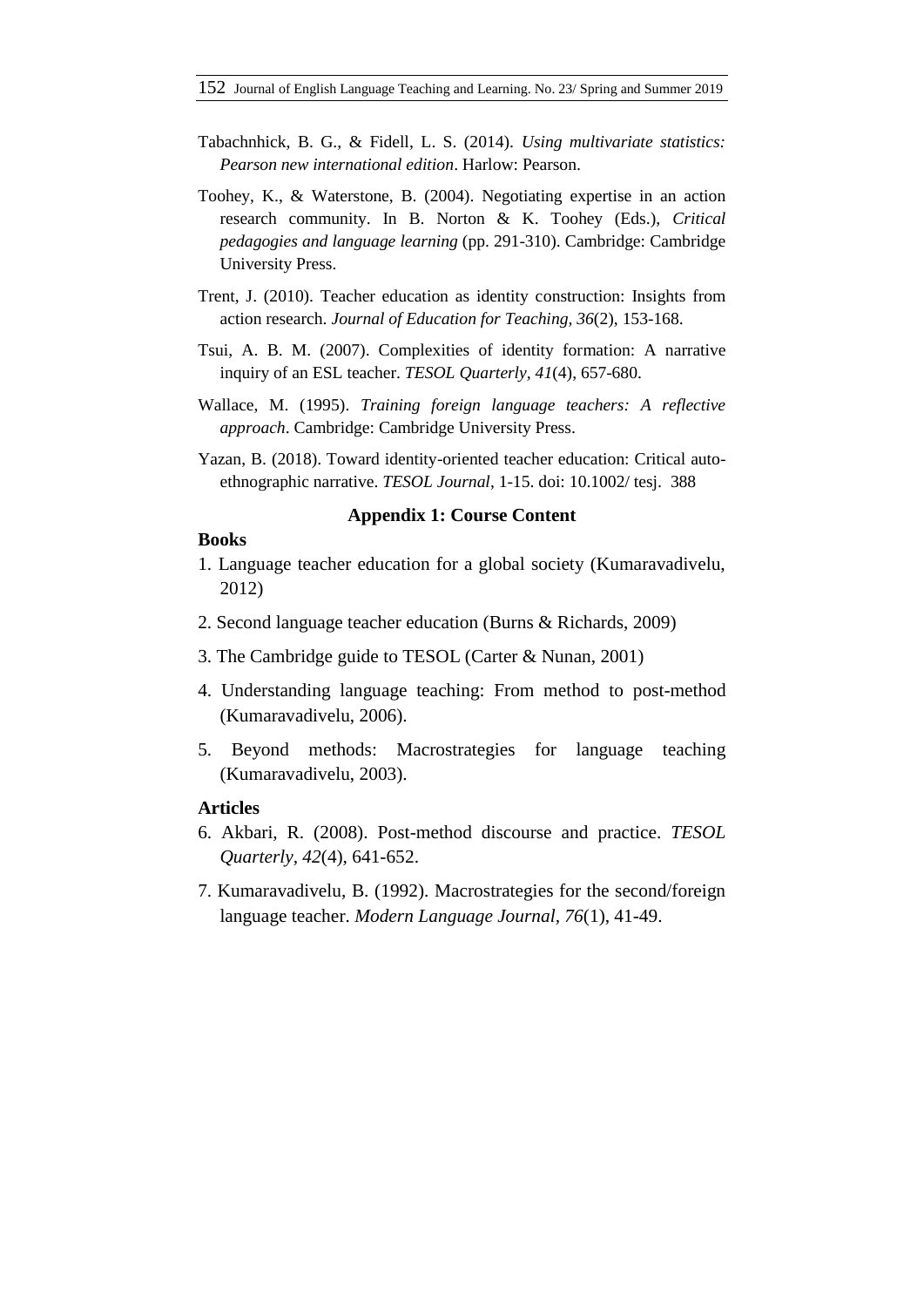Tabachnhick, B. G., & Fidell, L. S. (2014). *Using multivariate statistics: Pearson new international edition*. Harlow: Pearson.

Toohey, K., & Waterstone, B. (2004). Negotiating expertise in an action research community. In B. Norton & K. Toohey (Eds.), *Critical pedagogies and language learning* (pp. 291-310). Cambridge: Cambridge University Press.

Trent, J. (2010). Teacher education as identity construction: Insights from action research. *Journal of Education for Teaching, 36*(2), 153-168.

Tsui, A. B. M. (2007). Complexities of identity formation: A narrative inquiry of an ESL teacher. *TESOL Quarterly, 41*(4), 657-680.

Wallace, M. (1995). *Training foreign language teachers: A reflective approach*. Cambridge: Cambridge University Press.

Yazan, B. (2018). Toward identity-oriented teacher education: Critical auto-ethnographic narrative. *TESOL Journal*, 1-15. doi: 10.1002/ tesj. 388

## Appendix 1: Course Content

**Books**

1. Language teacher education for a global society (Kumaravadivelu, 2012)

2. Second language teacher education (Burns & Richards, 2009)

3. The Cambridge guide to TESOL (Carter & Nunan, 2001)

4. Understanding language teaching: From method to post-method (Kumaravadivelu, 2006).

5. Beyond methods: Macrostrategies for language teaching (Kumaravadivelu, 2003).

**Articles**

6. Akbari, R. (2008). Post-method discourse and practice. *TESOL Quarterly, 42*(4), 641-652.

7. Kumaravadivelu, B. (1992). Macrostrategies for the second/foreign language teacher. *Modern Language Journal, 76*(1), 41-49.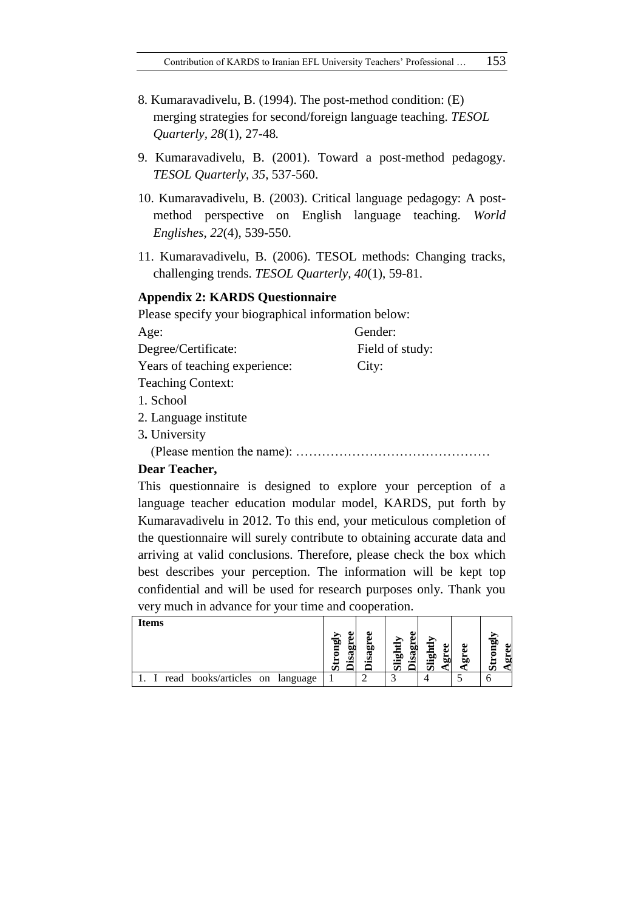8. Kumaravadivelu, B. (1994). The post-method condition: (E) merging strategies for second/foreign language teaching. *TESOL Quarterly, 28*(1), 27-48.

9. Kumaravadivelu, B. (2001). Toward a post-method pedagogy. *TESOL Quarterly, 35*, 537-560.

10. Kumaravadivelu, B. (2003). Critical language pedagogy: A post-method perspective on English language teaching. *World Englishes, 22*(4), 539-550.

11. Kumaravadivelu, B. (2006). TESOL methods: Changing tracks, challenging trends. *TESOL Quarterly, 40*(1), 59-81.

**Appendix 2: KARDS Questionnaire**

Please specify your biographical information below:

Age: Gender:

Degree/Certificate: Field of study:

Years of teaching experience: City:

Teaching Context:

1. School
2. Language institute
3. University

(Please mention the name): ………………………………………

**Dear Teacher,**

This questionnaire is designed to explore your perception of a language teacher education modular model, KARDS, put forth by Kumaravadivelu in 2012. To this end, your meticulous completion of the questionnaire will surely contribute to obtaining accurate data and arriving at valid conclusions. Therefore, please check the box which best describes your perception. The information will be kept top confidential and will be used for research purposes only. Thank you very much in advance for your time and cooperation.

| Items | Strongly Disagree | Disagree | Slightly Disagree | Slightly Agree | Agree | Strongly Agree |
|---|---|---|---|---|---|---|
| 1. I read books/articles on language | 1 | 2 | 3 | 4 | 5 | 6 |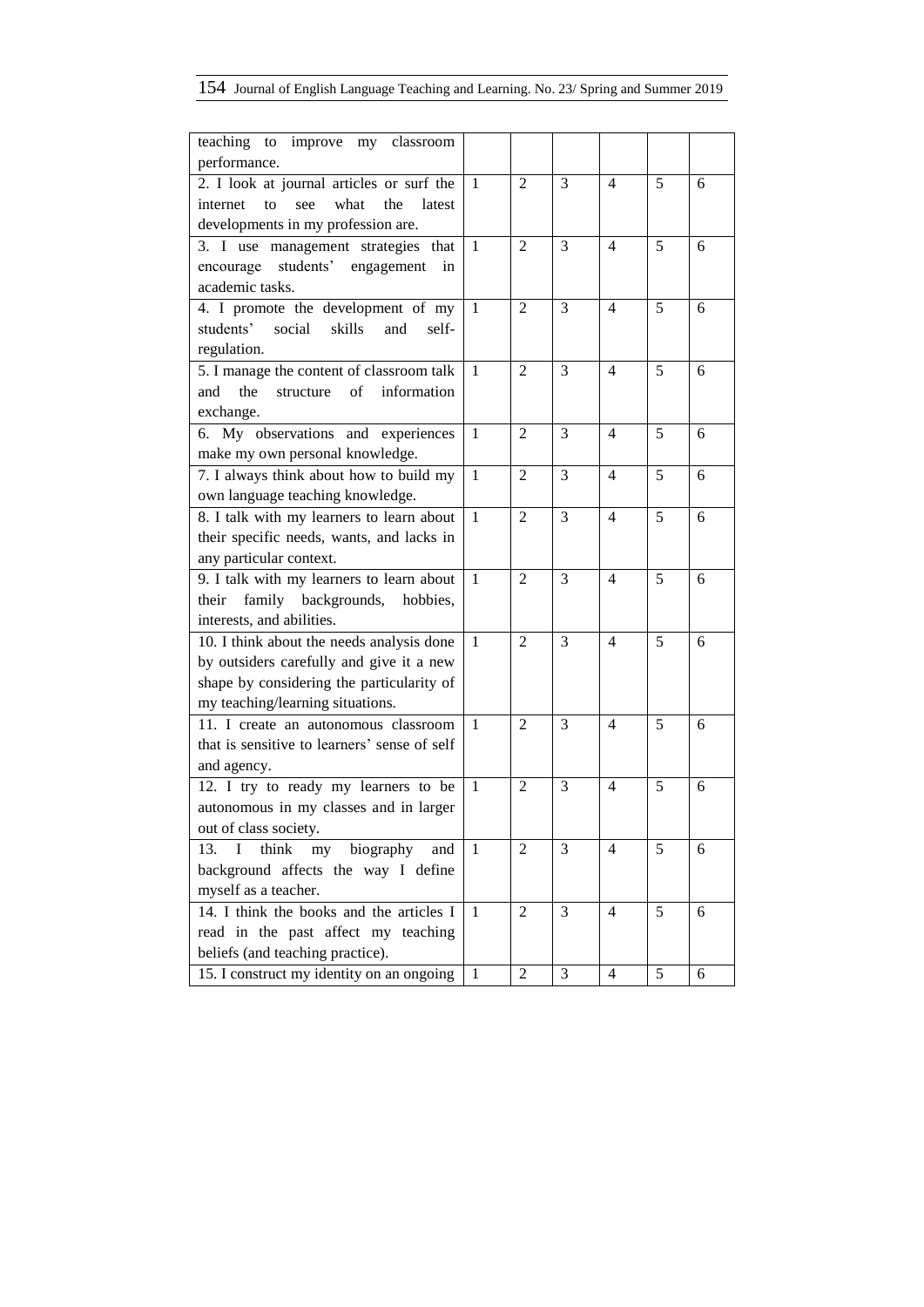| | | | | | | |
|---|---|---|---|---|---|---|
| teaching to improve my classroom performance. | | | | | | |
| 2. I look at journal articles or surf the internet to see what the latest developments in my profession are. | 1 | 2 | 3 | 4 | 5 | 6 |
| 3. I use management strategies that encourage students' engagement in academic tasks. | 1 | 2 | 3 | 4 | 5 | 6 |
| 4. I promote the development of my students' social skills and self-regulation. | 1 | 2 | 3 | 4 | 5 | 6 |
| 5. I manage the content of classroom talk and the structure of information exchange. | 1 | 2 | 3 | 4 | 5 | 6 |
| 6. My observations and experiences make my own personal knowledge. | 1 | 2 | 3 | 4 | 5 | 6 |
| 7. I always think about how to build my own language teaching knowledge. | 1 | 2 | 3 | 4 | 5 | 6 |
| 8. I talk with my learners to learn about their specific needs, wants, and lacks in any particular context. | 1 | 2 | 3 | 4 | 5 | 6 |
| 9. I talk with my learners to learn about their family backgrounds, hobbies, interests, and abilities. | 1 | 2 | 3 | 4 | 5 | 6 |
| 10. I think about the needs analysis done by outsiders carefully and give it a new shape by considering the particularity of my teaching/learning situations. | 1 | 2 | 3 | 4 | 5 | 6 |
| 11. I create an autonomous classroom that is sensitive to learners' sense of self and agency. | 1 | 2 | 3 | 4 | 5 | 6 |
| 12. I try to ready my learners to be autonomous in my classes and in larger out of class society. | 1 | 2 | 3 | 4 | 5 | 6 |
| 13. I think my biography and background affects the way I define myself as a teacher. | 1 | 2 | 3 | 4 | 5 | 6 |
| 14. I think the books and the articles I read in the past affect my teaching beliefs (and teaching practice). | 1 | 2 | 3 | 4 | 5 | 6 |
| 15. I construct my identity on an ongoing | 1 | 2 | 3 | 4 | 5 | 6 |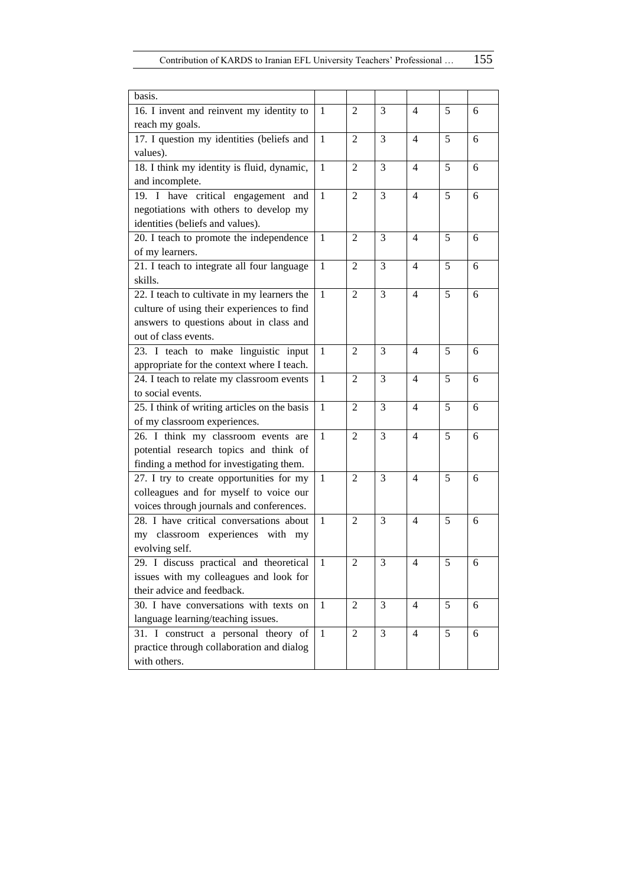| | | | | | | |
|---|---|---|---|---|---|---|
| basis. | | | | | | |
| 16. I invent and reinvent my identity to reach my goals. | 1 | 2 | 3 | 4 | 5 | 6 |
| 17. I question my identities (beliefs and values). | 1 | 2 | 3 | 4 | 5 | 6 |
| 18. I think my identity is fluid, dynamic, and incomplete. | 1 | 2 | 3 | 4 | 5 | 6 |
| 19. I have critical engagement and negotiations with others to develop my identities (beliefs and values). | 1 | 2 | 3 | 4 | 5 | 6 |
| 20. I teach to promote the independence of my learners. | 1 | 2 | 3 | 4 | 5 | 6 |
| 21. I teach to integrate all four language skills. | 1 | 2 | 3 | 4 | 5 | 6 |
| 22. I teach to cultivate in my learners the culture of using their experiences to find answers to questions about in class and out of class events. | 1 | 2 | 3 | 4 | 5 | 6 |
| 23. I teach to make linguistic input appropriate for the context where I teach. | 1 | 2 | 3 | 4 | 5 | 6 |
| 24. I teach to relate my classroom events to social events. | 1 | 2 | 3 | 4 | 5 | 6 |
| 25. I think of writing articles on the basis of my classroom experiences. | 1 | 2 | 3 | 4 | 5 | 6 |
| 26. I think my classroom events are potential research topics and think of finding a method for investigating them. | 1 | 2 | 3 | 4 | 5 | 6 |
| 27. I try to create opportunities for my colleagues and for myself to voice our voices through journals and conferences. | 1 | 2 | 3 | 4 | 5 | 6 |
| 28. I have critical conversations about my classroom experiences with my evolving self. | 1 | 2 | 3 | 4 | 5 | 6 |
| 29. I discuss practical and theoretical issues with my colleagues and look for their advice and feedback. | 1 | 2 | 3 | 4 | 5 | 6 |
| 30. I have conversations with texts on language learning/teaching issues. | 1 | 2 | 3 | 4 | 5 | 6 |
| 31. I construct a personal theory of practice through collaboration and dialog with others. | 1 | 2 | 3 | 4 | 5 | 6 |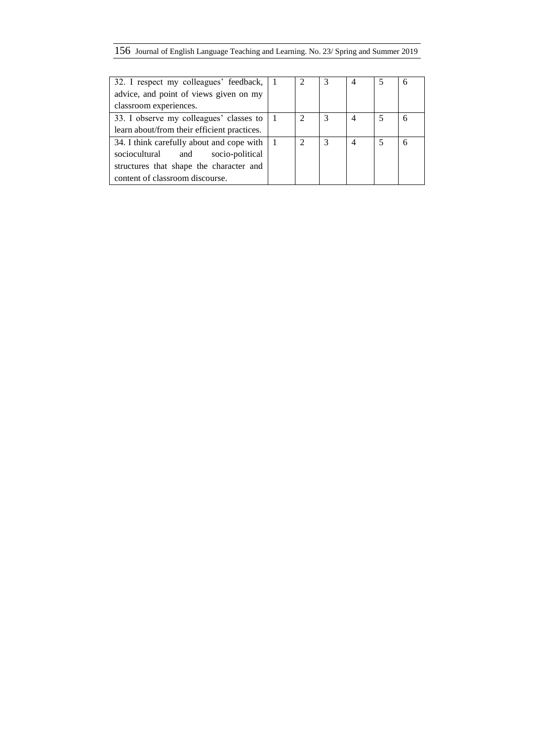| | | | | | | |
|---|---|---|---|---|---|---|
| 32. I respect my colleagues' feedback, advice, and point of views given on my classroom experiences. | 1 | 2 | 3 | 4 | 5 | 6 |
| 33. I observe my colleagues' classes to learn about/from their efficient practices. | 1 | 2 | 3 | 4 | 5 | 6 |
| 34. I think carefully about and cope with sociocultural and socio-political structures that shape the character and content of classroom discourse. | 1 | 2 | 3 | 4 | 5 | 6 |